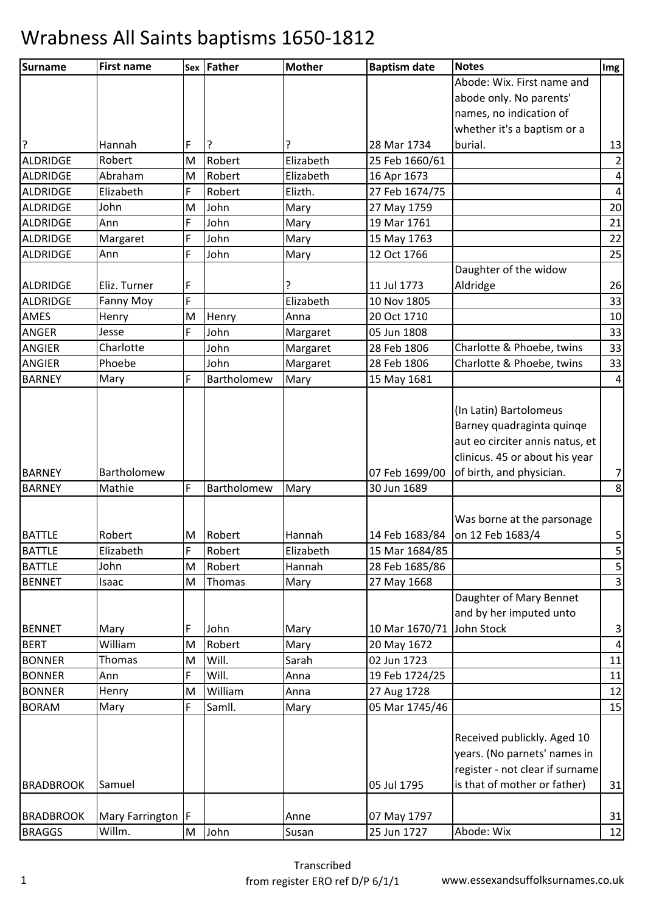# Wrabness All Saints baptisms 1650-1812

| Surname | First name | Sex | Father | Mother | Baptism date | Notes | Img |
|---|---|---|---|---|---|---|---|
| ? | Hannah | F | ? | ? | 28 Mar 1734 | Abode: Wix. First name and abode only. No parents' names, no indication of whether it's a baptism or a burial. | 13 |
| ALDRIDGE | Robert | M | Robert | Elizabeth | 25 Feb 1660/61 | | 2 |
| ALDRIDGE | Abraham | M | Robert | Elizabeth | 16 Apr 1673 | | 4 |
| ALDRIDGE | Elizabeth | F | Robert | Elizth. | 27 Feb 1674/75 | | 4 |
| ALDRIDGE | John | M | John | Mary | 27 May 1759 | | 20 |
| ALDRIDGE | Ann | F | John | Mary | 19 Mar 1761 | | 21 |
| ALDRIDGE | Margaret | F | John | Mary | 15 May 1763 | | 22 |
| ALDRIDGE | Ann | F | John | Mary | 12 Oct 1766 | | 25 |
| ALDRIDGE | Eliz. Turner | F | | ? | 11 Jul 1773 | Daughter of the widow Aldridge | 26 |
| ALDRIDGE | Fanny Moy | F | | Elizabeth | 10 Nov 1805 | | 33 |
| AMES | Henry | M | Henry | Anna | 20 Oct 1710 | | 10 |
| ANGER | Jesse | F | John | Margaret | 05 Jun 1808 | | 33 |
| ANGIER | Charlotte | | John | Margaret | 28 Feb 1806 | Charlotte & Phoebe, twins | 33 |
| ANGIER | Phoebe | | John | Margaret | 28 Feb 1806 | Charlotte & Phoebe, twins | 33 |
| BARNEY | Mary | F | Bartholomew | Mary | 15 May 1681 | | 4 |
| BARNEY | Bartholomew | | | | 07 Feb 1699/00 | (In Latin) Bartolomeus Barney quadraginta quinqe aut eo circiter annis natus, et clinicus. 45 or about his year of birth, and physician. | 7 |
| BARNEY | Mathie | F | Bartholomew | Mary | 30 Jun 1689 | | 8 |
| BATTLE | Robert | M | Robert | Hannah | 14 Feb 1683/84 | Was borne at the parsonage on 12 Feb 1683/4 | 5 |
| BATTLE | Elizabeth | F | Robert | Elizabeth | 15 Mar 1684/85 | | 5 |
| BATTLE | John | M | Robert | Hannah | 28 Feb 1685/86 | | 5 |
| BENNET | Isaac | M | Thomas | Mary | 27 May 1668 | | 3 |
| BENNET | Mary | F | John | Mary | 10 Mar 1670/71 | Daughter of Mary Bennet and by her imputed unto John Stock | 3 |
| BERT | William | M | Robert | Mary | 20 May 1672 | | 4 |
| BONNER | Thomas | M | Will. | Sarah | 02 Jun 1723 | | 11 |
| BONNER | Ann | F | Will. | Anna | 19 Feb 1724/25 | | 11 |
| BONNER | Henry | M | William | Anna | 27 Aug 1728 | | 12 |
| BORAM | Mary | F | Samll. | Mary | 05 Mar 1745/46 | | 15 |
| BRADBROOK | Samuel | | | | 05 Jul 1795 | Received publickly. Aged 10 years. (No parnets' names in register - not clear if surname is that of mother or father) | 31 |
| BRADBROOK | Mary Farrington | F | | Anne | 07 May 1797 | | 31 |
| BRAGGS | Willm. | M | John | Susan | 25 Jun 1727 | Abode: Wix | 12 |

Transcribed from register ERO ref D/P 6/1/1

www.essexandsuffolksurnames.co.uk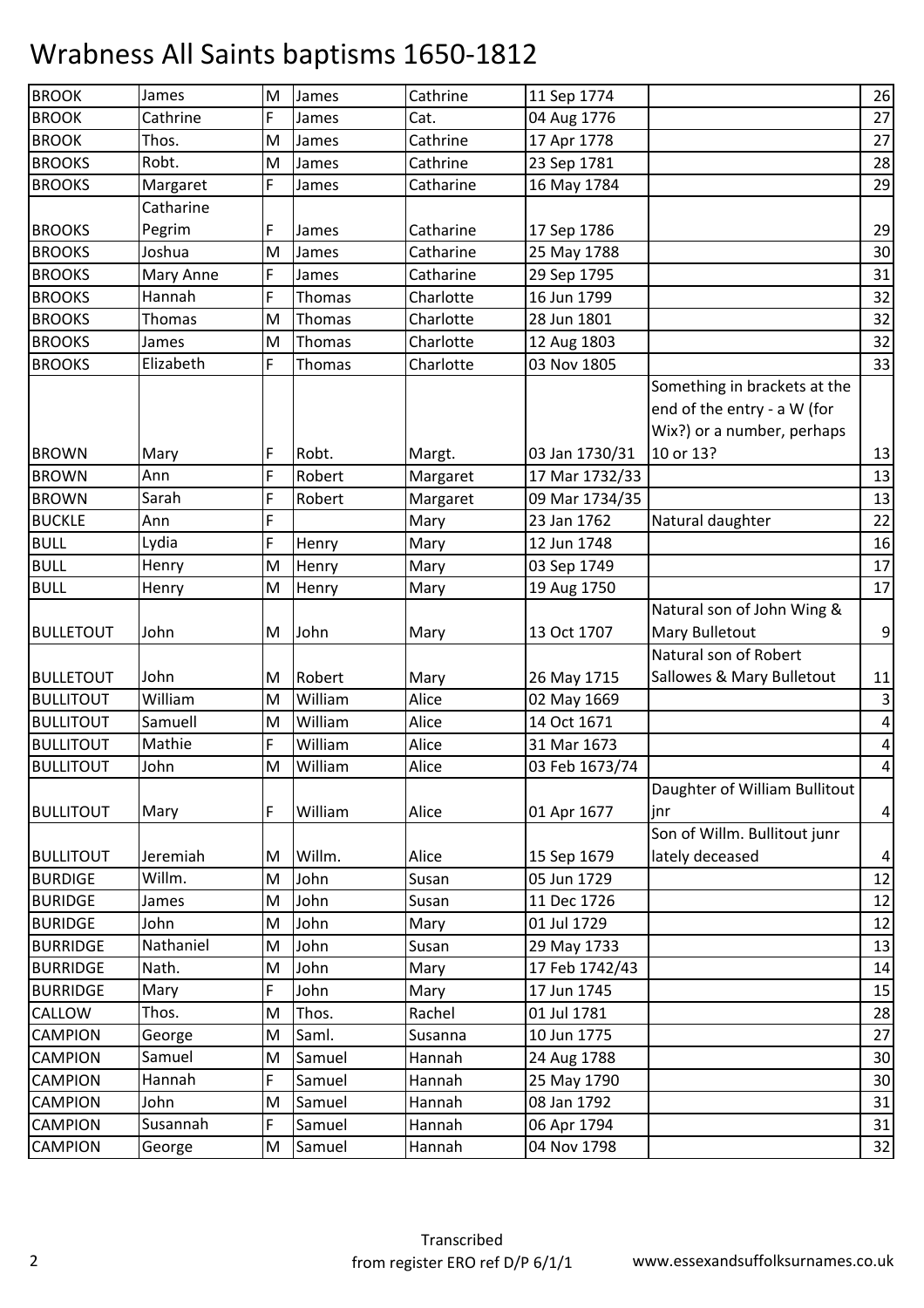# Wrabness All Saints baptisms 1650-1812

| | | | | | | | |
|---|---|---|---|---|---|---|---|
| BROOK | James | M | James | Cathrine | 11 Sep 1774 | | 26 |
| BROOK | Cathrine | F | James | Cat. | 04 Aug 1776 | | 27 |
| BROOK | Thos. | M | James | Cathrine | 17 Apr 1778 | | 27 |
| BROOKS | Robt. | M | James | Cathrine | 23 Sep 1781 | | 28 |
| BROOKS | Margaret | F | James | Catharine | 16 May 1784 | | 29 |
| BROOKS | Catharine Pegrim | F | James | Catharine | 17 Sep 1786 | | 29 |
| BROOKS | Joshua | M | James | Catharine | 25 May 1788 | | 30 |
| BROOKS | Mary Anne | F | James | Catharine | 29 Sep 1795 | | 31 |
| BROOKS | Hannah | F | Thomas | Charlotte | 16 Jun 1799 | | 32 |
| BROOKS | Thomas | M | Thomas | Charlotte | 28 Jun 1801 | | 32 |
| BROOKS | James | M | Thomas | Charlotte | 12 Aug 1803 | | 32 |
| BROOKS | Elizabeth | F | Thomas | Charlotte | 03 Nov 1805 | | 33 |
| BROWN | Mary | F | Robt. | Margt. | 03 Jan 1730/31 | Something in brackets at the end of the entry - a W (for Wix?) or a number, perhaps 10 or 13? | 13 |
| BROWN | Ann | F | Robert | Margaret | 17 Mar 1732/33 | | 13 |
| BROWN | Sarah | F | Robert | Margaret | 09 Mar 1734/35 | | 13 |
| BUCKLE | Ann | F | | Mary | 23 Jan 1762 | Natural daughter | 22 |
| BULL | Lydia | F | Henry | Mary | 12 Jun 1748 | | 16 |
| BULL | Henry | M | Henry | Mary | 03 Sep 1749 | | 17 |
| BULL | Henry | M | Henry | Mary | 19 Aug 1750 | | 17 |
| BULLETOUT | John | M | John | Mary | 13 Oct 1707 | Natural son of John Wing & Mary Bulletout | 9 |
| BULLETOUT | John | M | Robert | Mary | 26 May 1715 | Natural son of Robert Sallowes & Mary Bulletout | 11 |
| BULLITOUT | William | M | William | Alice | 02 May 1669 | | 3 |
| BULLITOUT | Samuell | M | William | Alice | 14 Oct 1671 | | 4 |
| BULLITOUT | Mathie | F | William | Alice | 31 Mar 1673 | | 4 |
| BULLITOUT | John | M | William | Alice | 03 Feb 1673/74 | | 4 |
| BULLITOUT | Mary | F | William | Alice | 01 Apr 1677 | Daughter of William Bullitout jnr | 4 |
| BULLITOUT | Jeremiah | M | Willm. | Alice | 15 Sep 1679 | Son of Willm. Bullitout junr lately deceased | 4 |
| BURDIGE | Willm. | M | John | Susan | 05 Jun 1729 | | 12 |
| BURIDGE | James | M | John | Susan | 11 Dec 1726 | | 12 |
| BURIDGE | John | M | John | Mary | 01 Jul 1729 | | 12 |
| BURRIDGE | Nathaniel | M | John | Susan | 29 May 1733 | | 13 |
| BURRIDGE | Nath. | M | John | Mary | 17 Feb 1742/43 | | 14 |
| BURRIDGE | Mary | F | John | Mary | 17 Jun 1745 | | 15 |
| CALLOW | Thos. | M | Thos. | Rachel | 01 Jul 1781 | | 28 |
| CAMPION | George | M | Saml. | Susanna | 10 Jun 1775 | | 27 |
| CAMPION | Samuel | M | Samuel | Hannah | 24 Aug 1788 | | 30 |
| CAMPION | Hannah | F | Samuel | Hannah | 25 May 1790 | | 30 |
| CAMPION | John | M | Samuel | Hannah | 08 Jan 1792 | | 31 |
| CAMPION | Susannah | F | Samuel | Hannah | 06 Apr 1794 | | 31 |
| CAMPION | George | M | Samuel | Hannah | 04 Nov 1798 | | 32 |

Transcribed from register ERO ref D/P 6/1/1 www.essexandsuffolksurnames.co.uk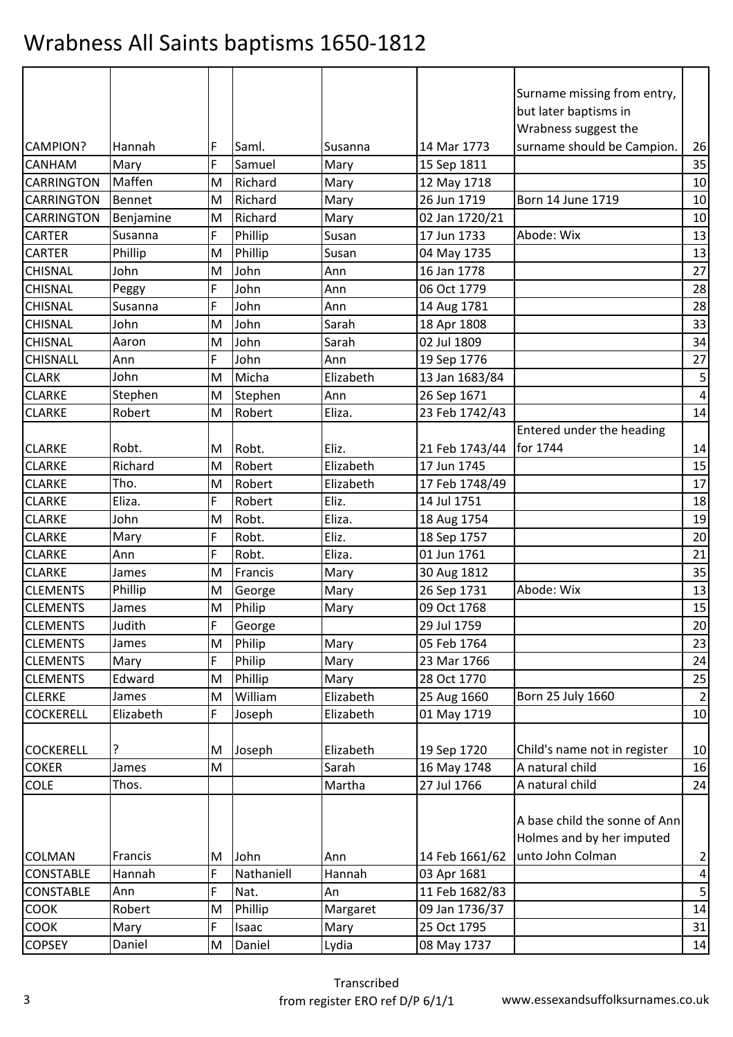# Wrabness All Saints baptisms 1650-1812

| | | | | | | | |
|---|---|---|---|---|---|---|---|
| CAMPION? | Hannah | F | Saml. | Susanna | 14 Mar 1773 | Surname missing from entry, but later baptisms in Wrabness suggest the surname should be Campion. | 26 |
| CANHAM | Mary | F | Samuel | Mary | 15 Sep 1811 | | 35 |
| CARRINGTON | Maffen | M | Richard | Mary | 12 May 1718 | | 10 |
| CARRINGTON | Bennet | M | Richard | Mary | 26 Jun 1719 | Born 14 June 1719 | 10 |
| CARRINGTON | Benjamine | M | Richard | Mary | 02 Jan 1720/21 | | 10 |
| CARTER | Susanna | F | Phillip | Susan | 17 Jun 1733 | Abode: Wix | 13 |
| CARTER | Phillip | M | Phillip | Susan | 04 May 1735 | | 13 |
| CHISNAL | John | M | John | Ann | 16 Jan 1778 | | 27 |
| CHISNAL | Peggy | F | John | Ann | 06 Oct 1779 | | 28 |
| CHISNAL | Susanna | F | John | Ann | 14 Aug 1781 | | 28 |
| CHISNAL | John | M | John | Sarah | 18 Apr 1808 | | 33 |
| CHISNAL | Aaron | M | John | Sarah | 02 Jul 1809 | | 34 |
| CHISNALL | Ann | F | John | Ann | 19 Sep 1776 | | 27 |
| CLARK | John | M | Micha | Elizabeth | 13 Jan 1683/84 | | 5 |
| CLARKE | Stephen | M | Stephen | Ann | 26 Sep 1671 | | 4 |
| CLARKE | Robert | M | Robert | Eliza. | 23 Feb 1742/43 | | 14 |
| CLARKE | Robt. | M | Robt. | Eliz. | 21 Feb 1743/44 | Entered under the heading for 1744 | 14 |
| CLARKE | Richard | M | Robert | Elizabeth | 17 Jun 1745 | | 15 |
| CLARKE | Tho. | M | Robert | Elizabeth | 17 Feb 1748/49 | | 17 |
| CLARKE | Eliza. | F | Robert | Eliz. | 14 Jul 1751 | | 18 |
| CLARKE | John | M | Robt. | Eliza. | 18 Aug 1754 | | 19 |
| CLARKE | Mary | F | Robt. | Eliz. | 18 Sep 1757 | | 20 |
| CLARKE | Ann | F | Robt. | Eliza. | 01 Jun 1761 | | 21 |
| CLARKE | James | M | Francis | Mary | 30 Aug 1812 | | 35 |
| CLEMENTS | Phillip | M | George | Mary | 26 Sep 1731 | Abode: Wix | 13 |
| CLEMENTS | James | M | Philip | Mary | 09 Oct 1768 | | 15 |
| CLEMENTS | Judith | F | George | | 29 Jul 1759 | | 20 |
| CLEMENTS | James | M | Philip | Mary | 05 Feb 1764 | | 23 |
| CLEMENTS | Mary | F | Philip | Mary | 23 Mar 1766 | | 24 |
| CLEMENTS | Edward | M | Phillip | Mary | 28 Oct 1770 | | 25 |
| CLERKE | James | M | William | Elizabeth | 25 Aug 1660 | Born 25 July 1660 | 2 |
| COCKERELL | Elizabeth | F | Joseph | Elizabeth | 01 May 1719 | | 10 |
| COCKERELL | ? | M | Joseph | Elizabeth | 19 Sep 1720 | Child's name not in register | 10 |
| COKER | James | M | | Sarah | 16 May 1748 | A natural child | 16 |
| COLE | Thos. | | | Martha | 27 Jul 1766 | A natural child | 24 |
| COLMAN | Francis | M | John | Ann | 14 Feb 1661/62 | A base child the sonne of Ann Holmes and by her imputed unto John Colman | 2 |
| CONSTABLE | Hannah | F | Nathaniell | Hannah | 03 Apr 1681 | | 4 |
| CONSTABLE | Ann | F | Nat. | An | 11 Feb 1682/83 | | 5 |
| COOK | Robert | M | Phillip | Margaret | 09 Jan 1736/37 | | 14 |
| COOK | Mary | F | Isaac | Mary | 25 Oct 1795 | | 31 |
| COPSEY | Daniel | M | Daniel | Lydia | 08 May 1737 | | 14 |

Transcribed from register ERO ref D/P 6/1/1 www.essexandsuffolksurnames.co.uk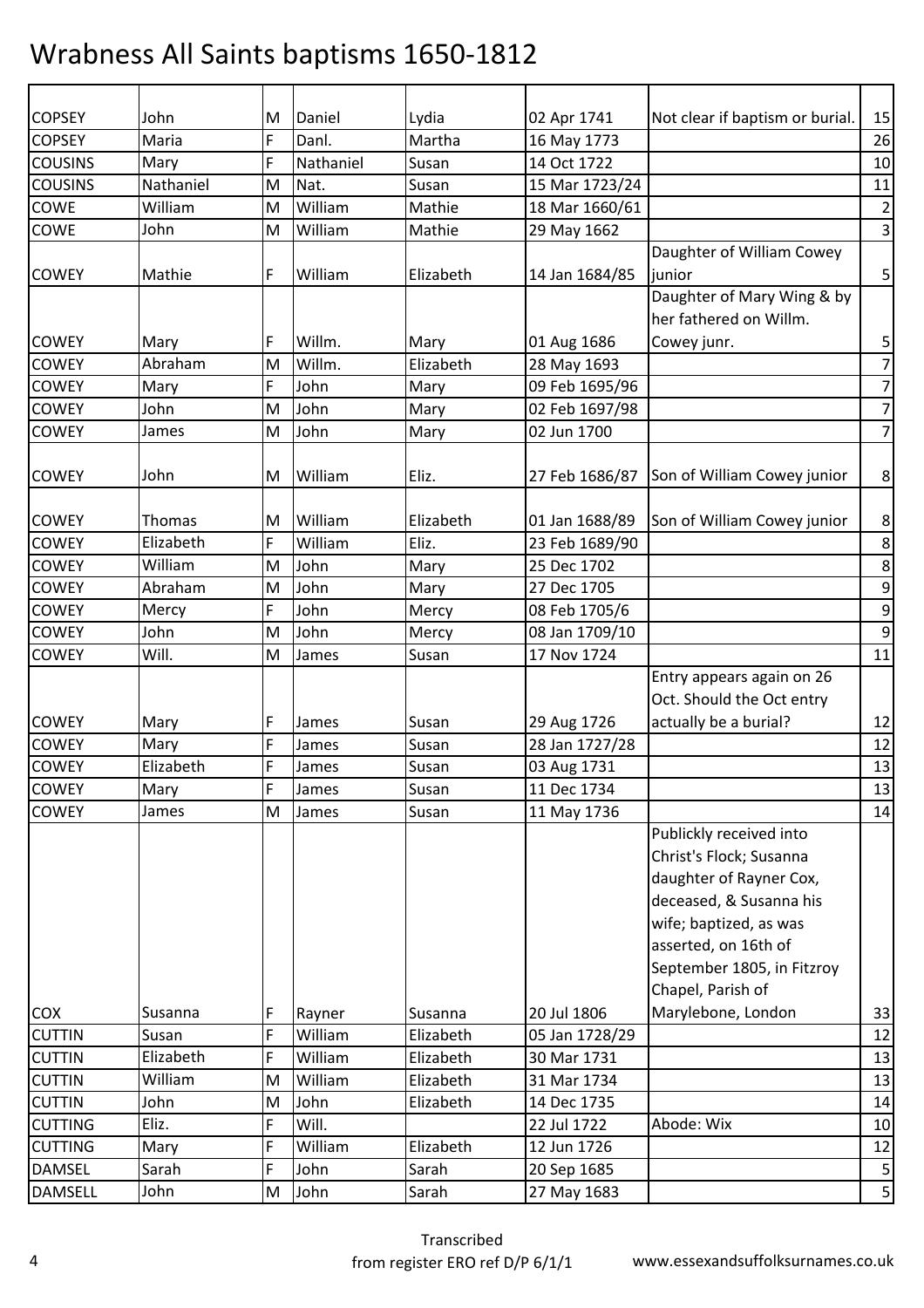# Wrabness All Saints baptisms 1650-1812

| | | | | | | | |
|---|---|---|---|---|---|---|---|
| COPSEY | John | M | Daniel | Lydia | 02 Apr 1741 | Not clear if baptism or burial. | 15 |
| COPSEY | Maria | F | Danl. | Martha | 16 May 1773 | | 26 |
| COUSINS | Mary | F | Nathaniel | Susan | 14 Oct 1722 | | 10 |
| COUSINS | Nathaniel | M | Nat. | Susan | 15 Mar 1723/24 | | 11 |
| COWE | William | M | William | Mathie | 18 Mar 1660/61 | | 2 |
| COWE | John | M | William | Mathie | 29 May 1662 | | 3 |
| COWEY | Mathie | F | William | Elizabeth | 14 Jan 1684/85 | Daughter of William Cowey junior | 5 |
| COWEY | Mary | F | Willm. | Mary | 01 Aug 1686 | Daughter of Mary Wing & by her fathered on Willm. Cowey junr. | 5 |
| COWEY | Abraham | M | Willm. | Elizabeth | 28 May 1693 | | 7 |
| COWEY | Mary | F | John | Mary | 09 Feb 1695/96 | | 7 |
| COWEY | John | M | John | Mary | 02 Feb 1697/98 | | 7 |
| COWEY | James | M | John | Mary | 02 Jun 1700 | | 7 |
| COWEY | John | M | William | Eliz. | 27 Feb 1686/87 | Son of William Cowey junior | 8 |
| COWEY | Thomas | M | William | Elizabeth | 01 Jan 1688/89 | Son of William Cowey junior | 8 |
| COWEY | Elizabeth | F | William | Eliz. | 23 Feb 1689/90 | | 8 |
| COWEY | William | M | John | Mary | 25 Dec 1702 | | 8 |
| COWEY | Abraham | M | John | Mary | 27 Dec 1705 | | 9 |
| COWEY | Mercy | F | John | Mercy | 08 Feb 1705/6 | | 9 |
| COWEY | John | M | John | Mercy | 08 Jan 1709/10 | | 9 |
| COWEY | Will. | M | James | Susan | 17 Nov 1724 | | 11 |
| COWEY | Mary | F | James | Susan | 29 Aug 1726 | Entry appears again on 26 Oct. Should the Oct entry actually be a burial? | 12 |
| COWEY | Mary | F | James | Susan | 28 Jan 1727/28 | | 12 |
| COWEY | Elizabeth | F | James | Susan | 03 Aug 1731 | | 13 |
| COWEY | Mary | F | James | Susan | 11 Dec 1734 | | 13 |
| COWEY | James | M | James | Susan | 11 May 1736 | | 14 |
| COX | Susanna | F | Rayner | Susanna | 20 Jul 1806 | Publickly received into Christ's Flock; Susanna daughter of Rayner Cox, deceased, & Susanna his wife; baptized, as was asserted, on 16th of September 1805, in Fitzroy Chapel, Parish of Marylebone, London | 33 |
| CUTTIN | Susan | F | William | Elizabeth | 05 Jan 1728/29 | | 12 |
| CUTTIN | Elizabeth | F | William | Elizabeth | 30 Mar 1731 | | 13 |
| CUTTIN | William | M | William | Elizabeth | 31 Mar 1734 | | 13 |
| CUTTIN | John | M | John | Elizabeth | 14 Dec 1735 | | 14 |
| CUTTING | Eliz. | F | Will. | | 22 Jul 1722 | Abode: Wix | 10 |
| CUTTING | Mary | F | William | Elizabeth | 12 Jun 1726 | | 12 |
| DAMSEL | Sarah | F | John | Sarah | 20 Sep 1685 | | 5 |
| DAMSELL | John | M | John | Sarah | 27 May 1683 | | 5 |

Transcribed from register ERO ref D/P 6/1/1 www.essexandsuffolksurnames.co.uk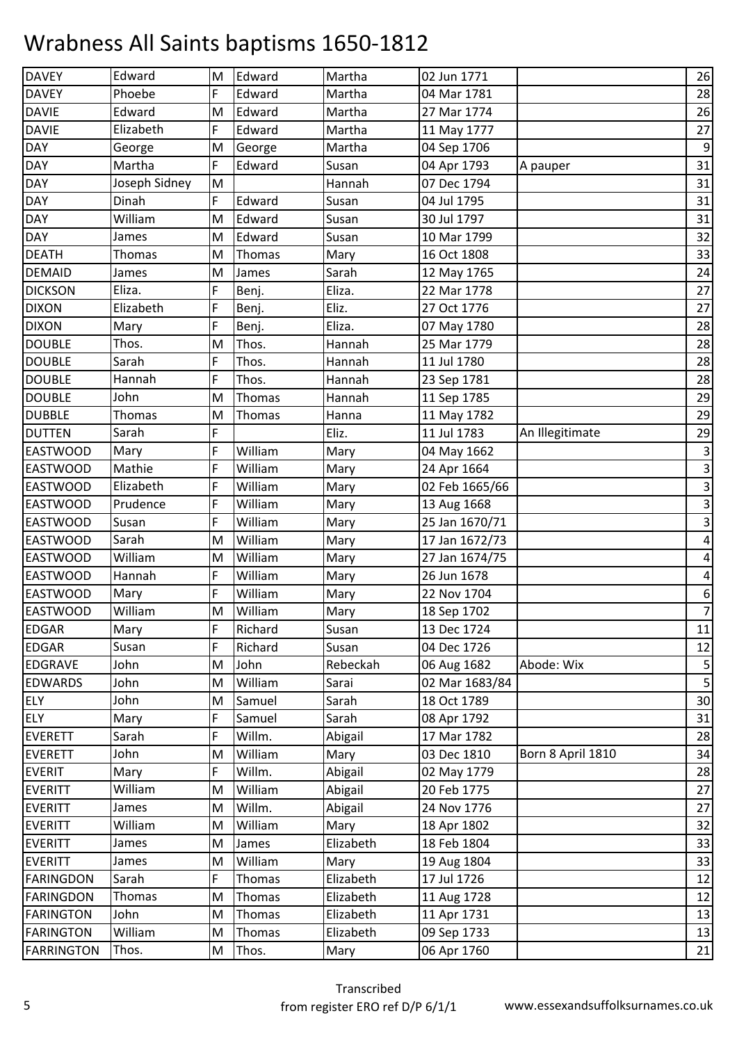# Wrabness All Saints baptisms 1650-1812

| | | | | | | | |
|---|---|---|---|---|---|---|---|
| DAVEY | Edward | M | Edward | Martha | 02 Jun 1771 | | 26 |
| DAVEY | Phoebe | F | Edward | Martha | 04 Mar 1781 | | 28 |
| DAVIE | Edward | M | Edward | Martha | 27 Mar 1774 | | 26 |
| DAVIE | Elizabeth | F | Edward | Martha | 11 May 1777 | | 27 |
| DAY | George | M | George | Martha | 04 Sep 1706 | | 9 |
| DAY | Martha | F | Edward | Susan | 04 Apr 1793 | A pauper | 31 |
| DAY | Joseph Sidney | M | | Hannah | 07 Dec 1794 | | 31 |
| DAY | Dinah | F | Edward | Susan | 04 Jul 1795 | | 31 |
| DAY | William | M | Edward | Susan | 30 Jul 1797 | | 31 |
| DAY | James | M | Edward | Susan | 10 Mar 1799 | | 32 |
| DEATH | Thomas | M | Thomas | Mary | 16 Oct 1808 | | 33 |
| DEMAID | James | M | James | Sarah | 12 May 1765 | | 24 |
| DICKSON | Eliza. | F | Benj. | Eliza. | 22 Mar 1778 | | 27 |
| DIXON | Elizabeth | F | Benj. | Eliz. | 27 Oct 1776 | | 27 |
| DIXON | Mary | F | Benj. | Eliza. | 07 May 1780 | | 28 |
| DOUBLE | Thos. | M | Thos. | Hannah | 25 Mar 1779 | | 28 |
| DOUBLE | Sarah | F | Thos. | Hannah | 11 Jul 1780 | | 28 |
| DOUBLE | Hannah | F | Thos. | Hannah | 23 Sep 1781 | | 28 |
| DOUBLE | John | M | Thomas | Hannah | 11 Sep 1785 | | 29 |
| DUBBLE | Thomas | M | Thomas | Hanna | 11 May 1782 | | 29 |
| DUTTEN | Sarah | F | | Eliz. | 11 Jul 1783 | An Illegitimate | 29 |
| EASTWOOD | Mary | F | William | Mary | 04 May 1662 | | 3 |
| EASTWOOD | Mathie | F | William | Mary | 24 Apr 1664 | | 3 |
| EASTWOOD | Elizabeth | F | William | Mary | 02 Feb 1665/66 | | 3 |
| EASTWOOD | Prudence | F | William | Mary | 13 Aug 1668 | | 3 |
| EASTWOOD | Susan | F | William | Mary | 25 Jan 1670/71 | | 3 |
| EASTWOOD | Sarah | M | William | Mary | 17 Jan 1672/73 | | 4 |
| EASTWOOD | William | M | William | Mary | 27 Jan 1674/75 | | 4 |
| EASTWOOD | Hannah | F | William | Mary | 26 Jun 1678 | | 4 |
| EASTWOOD | Mary | F | William | Mary | 22 Nov 1704 | | 6 |
| EASTWOOD | William | M | William | Mary | 18 Sep 1702 | | 7 |
| EDGAR | Mary | F | Richard | Susan | 13 Dec 1724 | | 11 |
| EDGAR | Susan | F | Richard | Susan | 04 Dec 1726 | | 12 |
| EDGRAVE | John | M | John | Rebeckah | 06 Aug 1682 | Abode: Wix | 5 |
| EDWARDS | John | M | William | Sarai | 02 Mar 1683/84 | | 5 |
| ELY | John | M | Samuel | Sarah | 18 Oct 1789 | | 30 |
| ELY | Mary | F | Samuel | Sarah | 08 Apr 1792 | | 31 |
| EVERETT | Sarah | F | Willm. | Abigail | 17 Mar 1782 | | 28 |
| EVERETT | John | M | William | Mary | 03 Dec 1810 | Born 8 April 1810 | 34 |
| EVERIT | Mary | F | Willm. | Abigail | 02 May 1779 | | 28 |
| EVERITT | William | M | William | Abigail | 20 Feb 1775 | | 27 |
| EVERITT | James | M | Willm. | Abigail | 24 Nov 1776 | | 27 |
| EVERITT | William | M | William | Mary | 18 Apr 1802 | | 32 |
| EVERITT | James | M | James | Elizabeth | 18 Feb 1804 | | 33 |
| EVERITT | James | M | William | Mary | 19 Aug 1804 | | 33 |
| FARINGDON | Sarah | F | Thomas | Elizabeth | 17 Jul 1726 | | 12 |
| FARINGDON | Thomas | M | Thomas | Elizabeth | 11 Aug 1728 | | 12 |
| FARINGTON | John | M | Thomas | Elizabeth | 11 Apr 1731 | | 13 |
| FARINGTON | William | M | Thomas | Elizabeth | 09 Sep 1733 | | 13 |
| FARRINGTON | Thos. | M | Thos. | Mary | 06 Apr 1760 | | 21 |

Transcribed from register ERO ref D/P 6/1/1 www.essexandsuffolksurnames.co.uk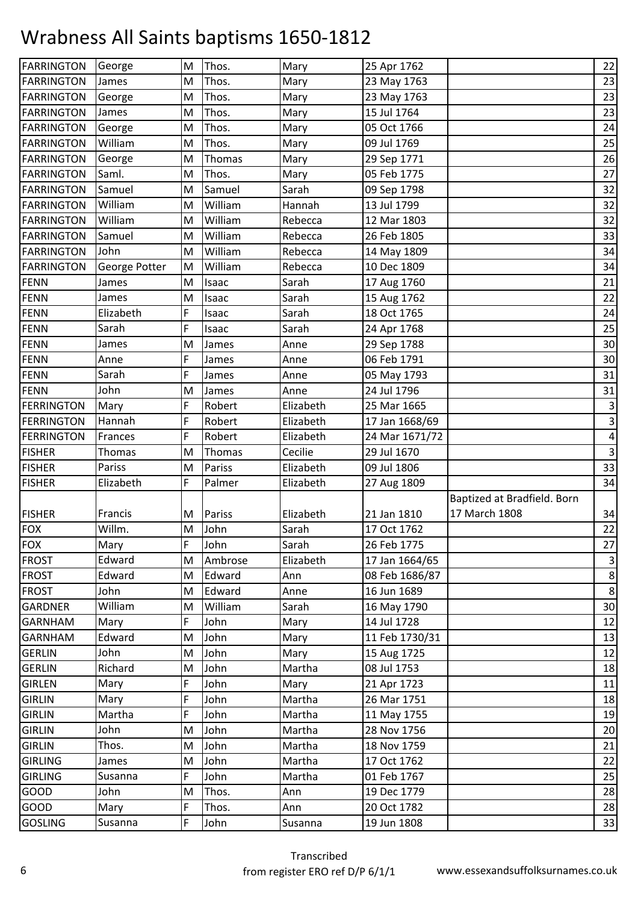# Wrabness All Saints baptisms 1650-1812

| | | | | | | | |
|---|---|---|---|---|---|---|---|
| FARRINGTON | George | M | Thos. | Mary | 25 Apr 1762 | | 22 |
| FARRINGTON | James | M | Thos. | Mary | 23 May 1763 | | 23 |
| FARRINGTON | George | M | Thos. | Mary | 23 May 1763 | | 23 |
| FARRINGTON | James | M | Thos. | Mary | 15 Jul 1764 | | 23 |
| FARRINGTON | George | M | Thos. | Mary | 05 Oct 1766 | | 24 |
| FARRINGTON | William | M | Thos. | Mary | 09 Jul 1769 | | 25 |
| FARRINGTON | George | M | Thomas | Mary | 29 Sep 1771 | | 26 |
| FARRINGTON | Saml. | M | Thos. | Mary | 05 Feb 1775 | | 27 |
| FARRINGTON | Samuel | M | Samuel | Sarah | 09 Sep 1798 | | 32 |
| FARRINGTON | William | M | William | Hannah | 13 Jul 1799 | | 32 |
| FARRINGTON | William | M | William | Rebecca | 12 Mar 1803 | | 32 |
| FARRINGTON | Samuel | M | William | Rebecca | 26 Feb 1805 | | 33 |
| FARRINGTON | John | M | William | Rebecca | 14 May 1809 | | 34 |
| FARRINGTON | George Potter | M | William | Rebecca | 10 Dec 1809 | | 34 |
| FENN | James | M | Isaac | Sarah | 17 Aug 1760 | | 21 |
| FENN | James | M | Isaac | Sarah | 15 Aug 1762 | | 22 |
| FENN | Elizabeth | F | Isaac | Sarah | 18 Oct 1765 | | 24 |
| FENN | Sarah | F | Isaac | Sarah | 24 Apr 1768 | | 25 |
| FENN | James | M | James | Anne | 29 Sep 1788 | | 30 |
| FENN | Anne | F | James | Anne | 06 Feb 1791 | | 30 |
| FENN | Sarah | F | James | Anne | 05 May 1793 | | 31 |
| FENN | John | M | James | Anne | 24 Jul 1796 | | 31 |
| FERRINGTON | Mary | F | Robert | Elizabeth | 25 Mar 1665 | | 3 |
| FERRINGTON | Hannah | F | Robert | Elizabeth | 17 Jan 1668/69 | | 3 |
| FERRINGTON | Frances | F | Robert | Elizabeth | 24 Mar 1671/72 | | 4 |
| FISHER | Thomas | M | Thomas | Cecilie | 29 Jul 1670 | | 3 |
| FISHER | Pariss | M | Pariss | Elizabeth | 09 Jul 1806 | | 33 |
| FISHER | Elizabeth | F | Palmer | Elizabeth | 27 Aug 1809 | | 34 |
| FISHER | Francis | M | Pariss | Elizabeth | 21 Jan 1810 | Baptized at Bradfield. Born 17 March 1808 | 34 |
| FOX | Willm. | M | John | Sarah | 17 Oct 1762 | | 22 |
| FOX | Mary | F | John | Sarah | 26 Feb 1775 | | 27 |
| FROST | Edward | M | Ambrose | Elizabeth | 17 Jan 1664/65 | | 3 |
| FROST | Edward | M | Edward | Ann | 08 Feb 1686/87 | | 8 |
| FROST | John | M | Edward | Anne | 16 Jun 1689 | | 8 |
| GARDNER | William | M | William | Sarah | 16 May 1790 | | 30 |
| GARNHAM | Mary | F | John | Mary | 14 Jul 1728 | | 12 |
| GARNHAM | Edward | M | John | Mary | 11 Feb 1730/31 | | 13 |
| GERLIN | John | M | John | Mary | 15 Aug 1725 | | 12 |
| GERLIN | Richard | M | John | Martha | 08 Jul 1753 | | 18 |
| GIRLEN | Mary | F | John | Mary | 21 Apr 1723 | | 11 |
| GIRLIN | Mary | F | John | Martha | 26 Mar 1751 | | 18 |
| GIRLIN | Martha | F | John | Martha | 11 May 1755 | | 19 |
| GIRLIN | John | M | John | Martha | 28 Nov 1756 | | 20 |
| GIRLIN | Thos. | M | John | Martha | 18 Nov 1759 | | 21 |
| GIRLING | James | M | John | Martha | 17 Oct 1762 | | 22 |
| GIRLING | Susanna | F | John | Martha | 01 Feb 1767 | | 25 |
| GOOD | John | M | Thos. | Ann | 19 Dec 1779 | | 28 |
| GOOD | Mary | F | Thos. | Ann | 20 Oct 1782 | | 28 |
| GOSLING | Susanna | F | John | Susanna | 19 Jun 1808 | | 33 |

Transcribed from register ERO ref D/P 6/1/1 www.essexandsuffolksurnames.co.uk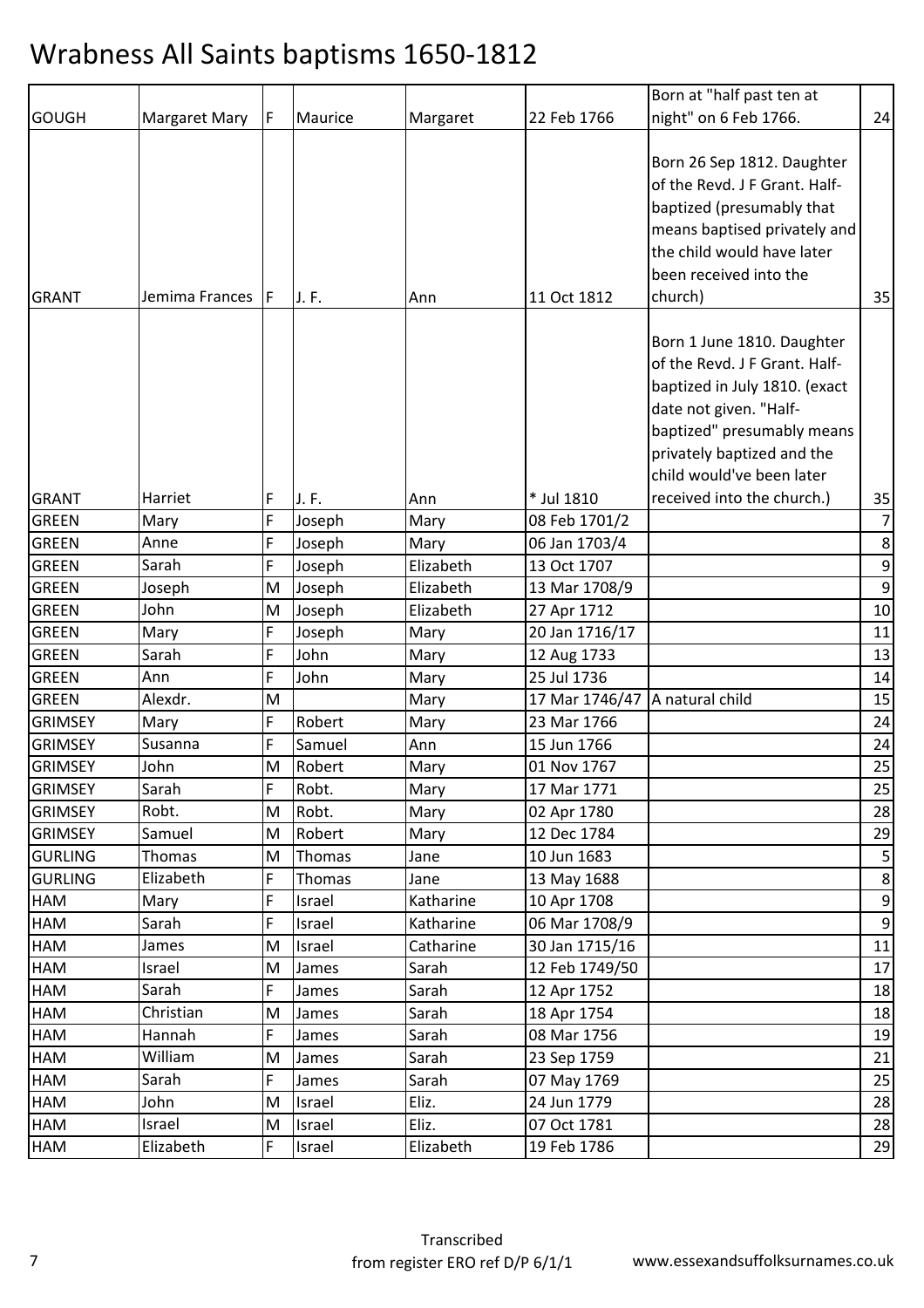# Wrabness All Saints baptisms 1650-1812

| | | | | | | | |
|---|---|---|---|---|---|---|---|
| GOUGH | Margaret Mary | F | Maurice | Margaret | 22 Feb 1766 | Born at "half past ten at night" on 6 Feb 1766. | 24 |
| GRANT | Jemima Frances | F | J. F. | Ann | 11 Oct 1812 | Born 26 Sep 1812. Daughter of the Revd. J F Grant. Half-baptized (presumably that means baptised privately and the child would have later been received into the church) | 35 |
| GRANT | Harriet | F | J. F. | Ann | * Jul 1810 | Born 1 June 1810. Daughter of the Revd. J F Grant. Half-baptized in July 1810. (exact date not given. "Half-baptized" presumably means privately baptized and the child would've been later received into the church.) | 35 |
| GREEN | Mary | F | Joseph | Mary | 08 Feb 1701/2 | | 7 |
| GREEN | Anne | F | Joseph | Mary | 06 Jan 1703/4 | | 8 |
| GREEN | Sarah | F | Joseph | Elizabeth | 13 Oct 1707 | | 9 |
| GREEN | Joseph | M | Joseph | Elizabeth | 13 Mar 1708/9 | | 9 |
| GREEN | John | M | Joseph | Elizabeth | 27 Apr 1712 | | 10 |
| GREEN | Mary | F | Joseph | Mary | 20 Jan 1716/17 | | 11 |
| GREEN | Sarah | F | John | Mary | 12 Aug 1733 | | 13 |
| GREEN | Ann | F | John | Mary | 25 Jul 1736 | | 14 |
| GREEN | Alexdr. | M | | Mary | 17 Mar 1746/47 | A natural child | 15 |
| GRIMSEY | Mary | F | Robert | Mary | 23 Mar 1766 | | 24 |
| GRIMSEY | Susanna | F | Samuel | Ann | 15 Jun 1766 | | 24 |
| GRIMSEY | John | M | Robert | Mary | 01 Nov 1767 | | 25 |
| GRIMSEY | Sarah | F | Robt. | Mary | 17 Mar 1771 | | 25 |
| GRIMSEY | Robt. | M | Robt. | Mary | 02 Apr 1780 | | 28 |
| GRIMSEY | Samuel | M | Robert | Mary | 12 Dec 1784 | | 29 |
| GURLING | Thomas | M | Thomas | Jane | 10 Jun 1683 | | 5 |
| GURLING | Elizabeth | F | Thomas | Jane | 13 May 1688 | | 8 |
| HAM | Mary | F | Israel | Katharine | 10 Apr 1708 | | 9 |
| HAM | Sarah | F | Israel | Katharine | 06 Mar 1708/9 | | 9 |
| HAM | James | M | Israel | Catharine | 30 Jan 1715/16 | | 11 |
| HAM | Israel | M | James | Sarah | 12 Feb 1749/50 | | 17 |
| HAM | Sarah | F | James | Sarah | 12 Apr 1752 | | 18 |
| HAM | Christian | M | James | Sarah | 18 Apr 1754 | | 18 |
| HAM | Hannah | F | James | Sarah | 08 Mar 1756 | | 19 |
| HAM | William | M | James | Sarah | 23 Sep 1759 | | 21 |
| HAM | Sarah | F | James | Sarah | 07 May 1769 | | 25 |
| HAM | John | M | Israel | Eliz. | 24 Jun 1779 | | 28 |
| HAM | Israel | M | Israel | Eliz. | 07 Oct 1781 | | 28 |
| HAM | Elizabeth | F | Israel | Elizabeth | 19 Feb 1786 | | 29 |

Transcribed from register ERO ref D/P 6/1/1 www.essexandsuffolksurnames.co.uk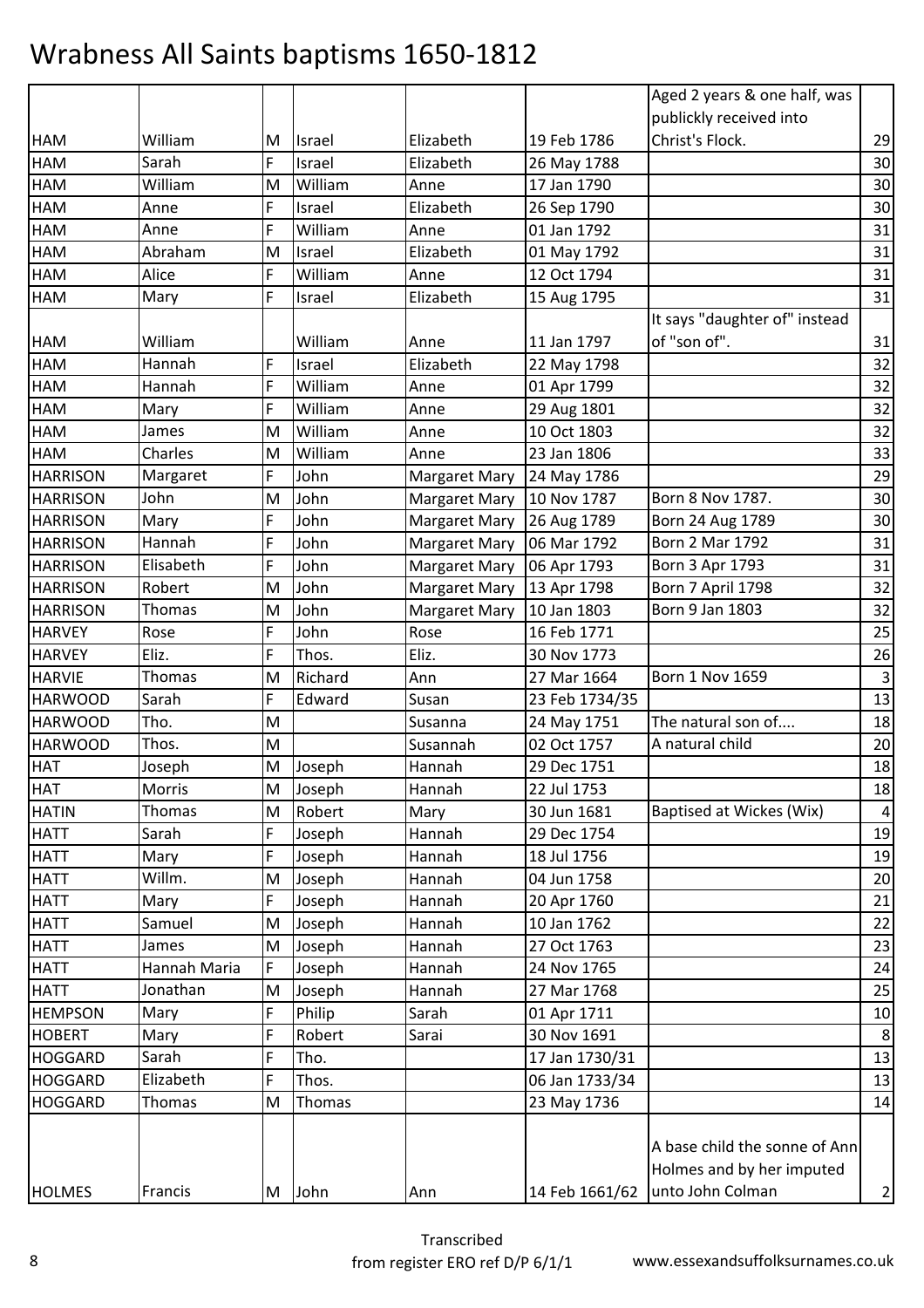# Wrabness All Saints baptisms 1650-1812

| | | | | | | | |
|---|---|---|---|---|---|---|---|
| HAM | William | M | Israel | Elizabeth | 19 Feb 1786 | Aged 2 years & one half, was publickly received into Christ's Flock. | 29 |
| HAM | Sarah | F | Israel | Elizabeth | 26 May 1788 | | 30 |
| HAM | William | M | William | Anne | 17 Jan 1790 | | 30 |
| HAM | Anne | F | Israel | Elizabeth | 26 Sep 1790 | | 30 |
| HAM | Anne | F | William | Anne | 01 Jan 1792 | | 31 |
| HAM | Abraham | M | Israel | Elizabeth | 01 May 1792 | | 31 |
| HAM | Alice | F | William | Anne | 12 Oct 1794 | | 31 |
| HAM | Mary | F | Israel | Elizabeth | 15 Aug 1795 | | 31 |
| HAM | William | | William | Anne | 11 Jan 1797 | It says "daughter of" instead of "son of". | 31 |
| HAM | Hannah | F | Israel | Elizabeth | 22 May 1798 | | 32 |
| HAM | Hannah | F | William | Anne | 01 Apr 1799 | | 32 |
| HAM | Mary | F | William | Anne | 29 Aug 1801 | | 32 |
| HAM | James | M | William | Anne | 10 Oct 1803 | | 32 |
| HAM | Charles | M | William | Anne | 23 Jan 1806 | | 33 |
| HARRISON | Margaret | F | John | Margaret Mary | 24 May 1786 | | 29 |
| HARRISON | John | M | John | Margaret Mary | 10 Nov 1787 | Born 8 Nov 1787. | 30 |
| HARRISON | Mary | F | John | Margaret Mary | 26 Aug 1789 | Born 24 Aug 1789 | 30 |
| HARRISON | Hannah | F | John | Margaret Mary | 06 Mar 1792 | Born 2 Mar 1792 | 31 |
| HARRISON | Elisabeth | F | John | Margaret Mary | 06 Apr 1793 | Born 3 Apr 1793 | 31 |
| HARRISON | Robert | M | John | Margaret Mary | 13 Apr 1798 | Born 7 April 1798 | 32 |
| HARRISON | Thomas | M | John | Margaret Mary | 10 Jan 1803 | Born 9 Jan 1803 | 32 |
| HARVEY | Rose | F | John | Rose | 16 Feb 1771 | | 25 |
| HARVEY | Eliz. | F | Thos. | Eliz. | 30 Nov 1773 | | 26 |
| HARVIE | Thomas | M | Richard | Ann | 27 Mar 1664 | Born 1 Nov 1659 | 3 |
| HARWOOD | Sarah | F | Edward | Susan | 23 Feb 1734/35 | | 13 |
| HARWOOD | Tho. | M | | Susanna | 24 May 1751 | The natural son of.... | 18 |
| HARWOOD | Thos. | M | | Susannah | 02 Oct 1757 | A natural child | 20 |
| HAT | Joseph | M | Joseph | Hannah | 29 Dec 1751 | | 18 |
| HAT | Morris | M | Joseph | Hannah | 22 Jul 1753 | | 18 |
| HATIN | Thomas | M | Robert | Mary | 30 Jun 1681 | Baptised at Wickes (Wix) | 4 |
| HATT | Sarah | F | Joseph | Hannah | 29 Dec 1754 | | 19 |
| HATT | Mary | F | Joseph | Hannah | 18 Jul 1756 | | 19 |
| HATT | Willm. | M | Joseph | Hannah | 04 Jun 1758 | | 20 |
| HATT | Mary | F | Joseph | Hannah | 20 Apr 1760 | | 21 |
| HATT | Samuel | M | Joseph | Hannah | 10 Jan 1762 | | 22 |
| HATT | James | M | Joseph | Hannah | 27 Oct 1763 | | 23 |
| HATT | Hannah Maria | F | Joseph | Hannah | 24 Nov 1765 | | 24 |
| HATT | Jonathan | M | Joseph | Hannah | 27 Mar 1768 | | 25 |
| HEMPSON | Mary | F | Philip | Sarah | 01 Apr 1711 | | 10 |
| HOBERT | Mary | F | Robert | Sarai | 30 Nov 1691 | | 8 |
| HOGGARD | Sarah | F | Tho. | | 17 Jan 1730/31 | | 13 |
| HOGGARD | Elizabeth | F | Thos. | | 06 Jan 1733/34 | | 13 |
| HOGGARD | Thomas | M | Thomas | | 23 May 1736 | | 14 |
| HOLMES | Francis | M | John | Ann | 14 Feb 1661/62 | A base child the sonne of Ann Holmes and by her imputed unto John Colman | 2 |

Transcribed from register ERO ref D/P 6/1/1 www.essexandsuffolksurnames.co.uk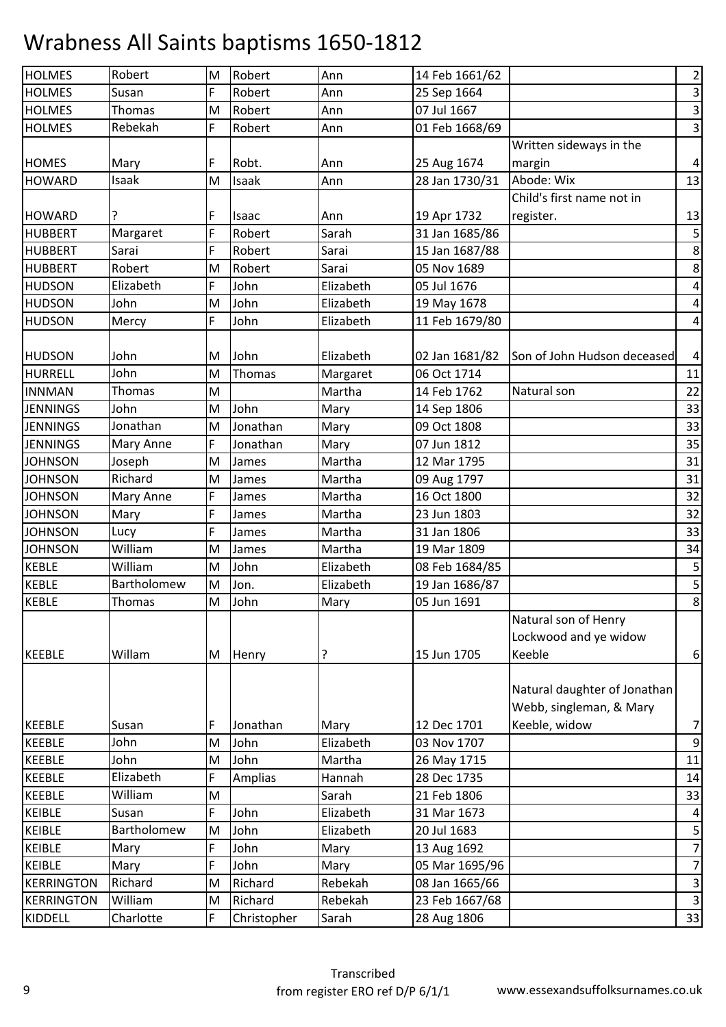# Wrabness All Saints baptisms 1650-1812

| | | | | | | | |
|---|---|---|---|---|---|---|---|
| HOLMES | Robert | M | Robert | Ann | 14 Feb 1661/62 | | 2 |
| HOLMES | Susan | F | Robert | Ann | 25 Sep 1664 | | 3 |
| HOLMES | Thomas | M | Robert | Ann | 07 Jul 1667 | | 3 |
| HOLMES | Rebekah | F | Robert | Ann | 01 Feb 1668/69 | | 3 |
| HOMES | Mary | F | Robt. | Ann | 25 Aug 1674 | Written sideways in the margin | 4 |
| HOWARD | Isaak | M | Isaak | Ann | 28 Jan 1730/31 | Abode: Wix | 13 |
| HOWARD | ? | F | Isaac | Ann | 19 Apr 1732 | Child's first name not in register. | 13 |
| HUBBERT | Margaret | F | Robert | Sarah | 31 Jan 1685/86 | | 5 |
| HUBBERT | Sarai | F | Robert | Sarai | 15 Jan 1687/88 | | 8 |
| HUBBERT | Robert | M | Robert | Sarai | 05 Nov 1689 | | 8 |
| HUDSON | Elizabeth | F | John | Elizabeth | 05 Jul 1676 | | 4 |
| HUDSON | John | M | John | Elizabeth | 19 May 1678 | | 4 |
| HUDSON | Mercy | F | John | Elizabeth | 11 Feb 1679/80 | | 4 |
| HUDSON | John | M | John | Elizabeth | 02 Jan 1681/82 | Son of John Hudson deceased | 4 |
| HURRELL | John | M | Thomas | Margaret | 06 Oct 1714 | | 11 |
| INNMAN | Thomas | M | | Martha | 14 Feb 1762 | Natural son | 22 |
| JENNINGS | John | M | John | Mary | 14 Sep 1806 | | 33 |
| JENNINGS | Jonathan | M | Jonathan | Mary | 09 Oct 1808 | | 33 |
| JENNINGS | Mary Anne | F | Jonathan | Mary | 07 Jun 1812 | | 35 |
| JOHNSON | Joseph | M | James | Martha | 12 Mar 1795 | | 31 |
| JOHNSON | Richard | M | James | Martha | 09 Aug 1797 | | 31 |
| JOHNSON | Mary Anne | F | James | Martha | 16 Oct 1800 | | 32 |
| JOHNSON | Mary | F | James | Martha | 23 Jun 1803 | | 32 |
| JOHNSON | Lucy | F | James | Martha | 31 Jan 1806 | | 33 |
| JOHNSON | William | M | James | Martha | 19 Mar 1809 | | 34 |
| KEBLE | William | M | John | Elizabeth | 08 Feb 1684/85 | | 5 |
| KEBLE | Bartholomew | M | Jon. | Elizabeth | 19 Jan 1686/87 | | 5 |
| KEBLE | Thomas | M | John | Mary | 05 Jun 1691 | | 8 |
| KEEBLE | Willam | M | Henry | ? | 15 Jun 1705 | Natural son of Henry Lockwood and ye widow Keeble | 6 |
| KEEBLE | Susan | F | Jonathan | Mary | 12 Dec 1701 | Natural daughter of Jonathan Webb, singleman, & Mary Keeble, widow | 7 |
| KEEBLE | John | M | John | Elizabeth | 03 Nov 1707 | | 9 |
| KEEBLE | John | M | John | Martha | 26 May 1715 | | 11 |
| KEEBLE | Elizabeth | F | Amplias | Hannah | 28 Dec 1735 | | 14 |
| KEEBLE | William | M | | Sarah | 21 Feb 1806 | | 33 |
| KEIBLE | Susan | F | John | Elizabeth | 31 Mar 1673 | | 4 |
| KEIBLE | Bartholomew | M | John | Elizabeth | 20 Jul 1683 | | 5 |
| KEIBLE | Mary | F | John | Mary | 13 Aug 1692 | | 7 |
| KEIBLE | Mary | F | John | Mary | 05 Mar 1695/96 | | 7 |
| KERRINGTON | Richard | M | Richard | Rebekah | 08 Jan 1665/66 | | 3 |
| KERRINGTON | William | M | Richard | Rebekah | 23 Feb 1667/68 | | 3 |
| KIDDELL | Charlotte | F | Christopher | Sarah | 28 Aug 1806 | | 33 |

Transcribed from register ERO ref D/P 6/1/1 www.essexandsuffolksurnames.co.uk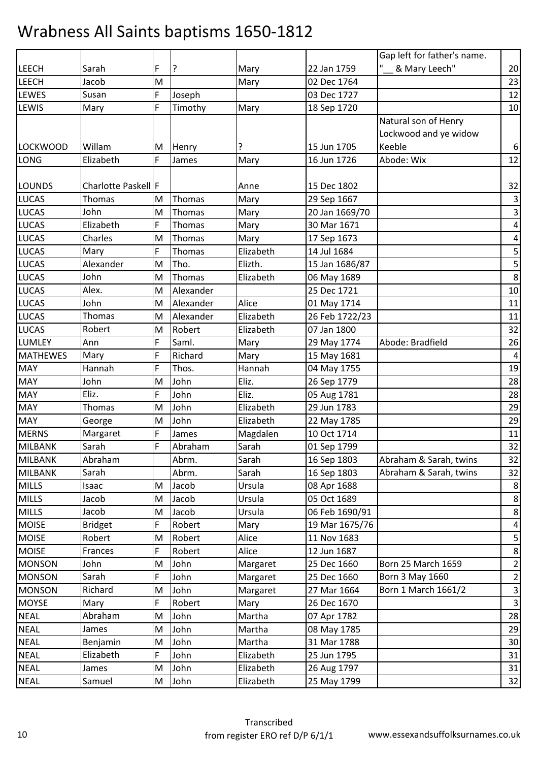# Wrabness All Saints baptisms 1650-1812

| | | | | | | | |
|---|---|---|---|---|---|---|---|
| LEECH | Sarah | F | ? | Mary | 22 Jan 1759 | Gap left for father's name. "__ & Mary Leech" | 20 |
| LEECH | Jacob | M | | Mary | 02 Dec 1764 | | 23 |
| LEWES | Susan | F | Joseph | | 03 Dec 1727 | | 12 |
| LEWIS | Mary | F | Timothy | Mary | 18 Sep 1720 | | 10 |
| LOCKWOOD | Willam | M | Henry | ? | 15 Jun 1705 | Natural son of Henry Lockwood and ye widow Keeble | 6 |
| LONG | Elizabeth | F | James | Mary | 16 Jun 1726 | Abode: Wix | 12 |
| LOUNDS | Charlotte Paskell | F | | Anne | 15 Dec 1802 | | 32 |
| LUCAS | Thomas | M | Thomas | Mary | 29 Sep 1667 | | 3 |
| LUCAS | John | M | Thomas | Mary | 20 Jan 1669/70 | | 3 |
| LUCAS | Elizabeth | F | Thomas | Mary | 30 Mar 1671 | | 4 |
| LUCAS | Charles | M | Thomas | Mary | 17 Sep 1673 | | 4 |
| LUCAS | Mary | F | Thomas | Elizabeth | 14 Jul 1684 | | 5 |
| LUCAS | Alexander | M | Tho. | Elizth. | 15 Jan 1686/87 | | 5 |
| LUCAS | John | M | Thomas | Elizabeth | 06 May 1689 | | 8 |
| LUCAS | Alex. | M | Alexander | | 25 Dec 1721 | | 10 |
| LUCAS | John | M | Alexander | Alice | 01 May 1714 | | 11 |
| LUCAS | Thomas | M | Alexander | Elizabeth | 26 Feb 1722/23 | | 11 |
| LUCAS | Robert | M | Robert | Elizabeth | 07 Jan 1800 | | 32 |
| LUMLEY | Ann | F | Saml. | Mary | 29 May 1774 | Abode: Bradfield | 26 |
| MATHEWES | Mary | F | Richard | Mary | 15 May 1681 | | 4 |
| MAY | Hannah | F | Thos. | Hannah | 04 May 1755 | | 19 |
| MAY | John | M | John | Eliz. | 26 Sep 1779 | | 28 |
| MAY | Eliz. | F | John | Eliz. | 05 Aug 1781 | | 28 |
| MAY | Thomas | M | John | Elizabeth | 29 Jun 1783 | | 29 |
| MAY | George | M | John | Elizabeth | 22 May 1785 | | 29 |
| MERNS | Margaret | F | James | Magdalen | 10 Oct 1714 | | 11 |
| MILBANK | Sarah | F | Abraham | Sarah | 01 Sep 1799 | | 32 |
| MILBANK | Abraham | | Abrm. | Sarah | 16 Sep 1803 | Abraham & Sarah, twins | 32 |
| MILBANK | Sarah | | Abrm. | Sarah | 16 Sep 1803 | Abraham & Sarah, twins | 32 |
| MILLS | Isaac | M | Jacob | Ursula | 08 Apr 1688 | | 8 |
| MILLS | Jacob | M | Jacob | Ursula | 05 Oct 1689 | | 8 |
| MILLS | Jacob | M | Jacob | Ursula | 06 Feb 1690/91 | | 8 |
| MOISE | Bridget | F | Robert | Mary | 19 Mar 1675/76 | | 4 |
| MOISE | Robert | M | Robert | Alice | 11 Nov 1683 | | 5 |
| MOISE | Frances | F | Robert | Alice | 12 Jun 1687 | | 8 |
| MONSON | John | M | John | Margaret | 25 Dec 1660 | Born 25 March 1659 | 2 |
| MONSON | Sarah | F | John | Margaret | 25 Dec 1660 | Born 3 May 1660 | 2 |
| MONSON | Richard | M | John | Margaret | 27 Mar 1664 | Born 1 March 1661/2 | 3 |
| MOYSE | Mary | F | Robert | Mary | 26 Dec 1670 | | 3 |
| NEAL | Abraham | M | John | Martha | 07 Apr 1782 | | 28 |
| NEAL | James | M | John | Martha | 08 May 1785 | | 29 |
| NEAL | Benjamin | M | John | Martha | 31 Mar 1788 | | 30 |
| NEAL | Elizabeth | F | John | Elizabeth | 25 Jun 1795 | | 31 |
| NEAL | James | M | John | Elizabeth | 26 Aug 1797 | | 31 |
| NEAL | Samuel | M | John | Elizabeth | 25 May 1799 | | 32 |

Transcribed from register ERO ref D/P 6/1/1 www.essexandsuffolksurnames.co.uk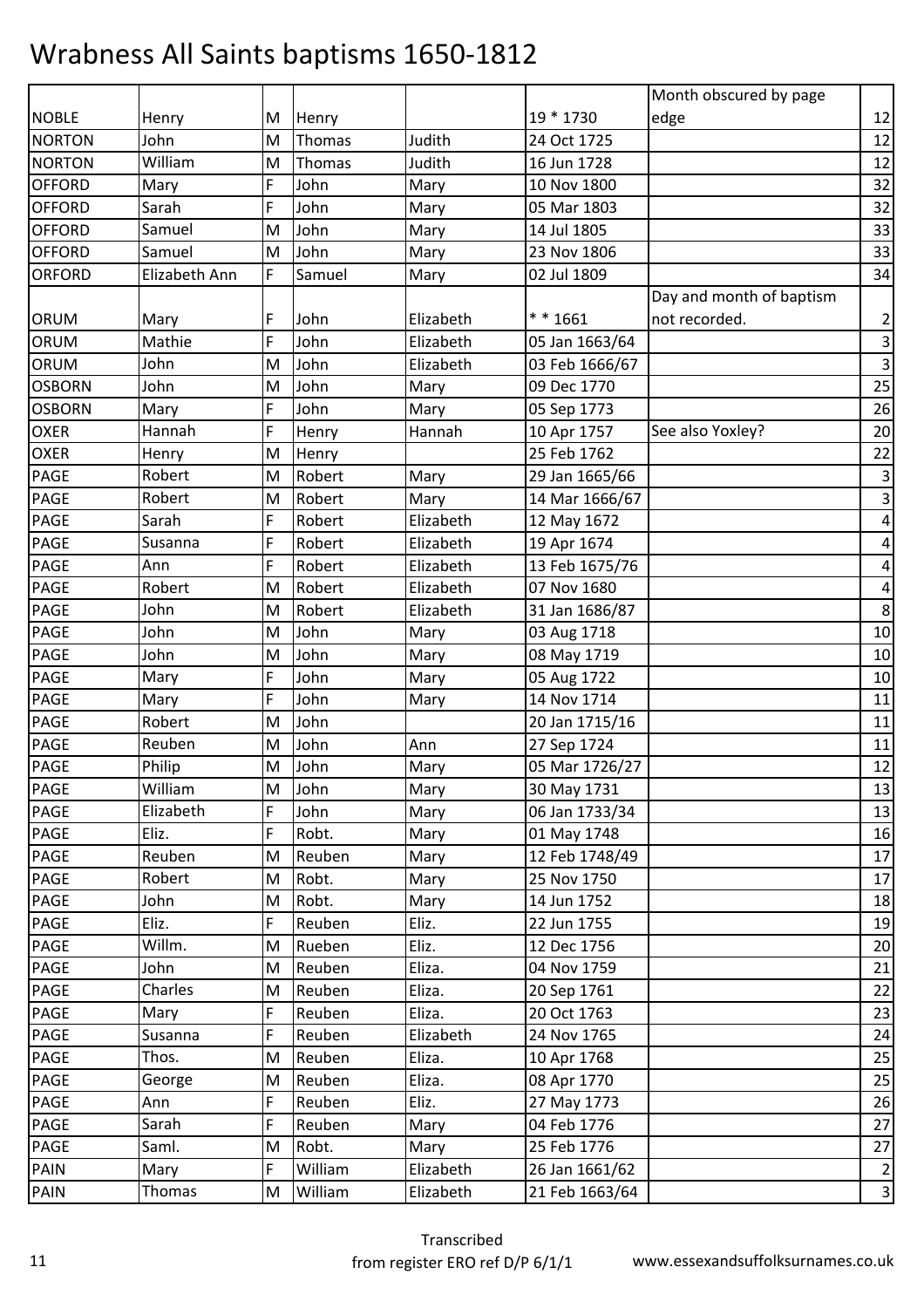# Wrabness All Saints baptisms 1650-1812

| | | | | | | | |
|---|---|---|---|---|---|---|---|
| NOBLE | Henry | M | Henry | | 19 * 1730 | Month obscured by page edge | 12 |
| NORTON | John | M | Thomas | Judith | 24 Oct 1725 | | 12 |
| NORTON | William | M | Thomas | Judith | 16 Jun 1728 | | 12 |
| OFFORD | Mary | F | John | Mary | 10 Nov 1800 | | 32 |
| OFFORD | Sarah | F | John | Mary | 05 Mar 1803 | | 32 |
| OFFORD | Samuel | M | John | Mary | 14 Jul 1805 | | 33 |
| OFFORD | Samuel | M | John | Mary | 23 Nov 1806 | | 33 |
| ORFORD | Elizabeth Ann | F | Samuel | Mary | 02 Jul 1809 | | 34 |
| ORUM | Mary | F | John | Elizabeth | * * 1661 | Day and month of baptism not recorded. | 2 |
| ORUM | Mathie | F | John | Elizabeth | 05 Jan 1663/64 | | 3 |
| ORUM | John | M | John | Elizabeth | 03 Feb 1666/67 | | 3 |
| OSBORN | John | M | John | Mary | 09 Dec 1770 | | 25 |
| OSBORN | Mary | F | John | Mary | 05 Sep 1773 | | 26 |
| OXER | Hannah | F | Henry | Hannah | 10 Apr 1757 | See also Yoxley? | 20 |
| OXER | Henry | M | Henry | | 25 Feb 1762 | | 22 |
| PAGE | Robert | M | Robert | Mary | 29 Jan 1665/66 | | 3 |
| PAGE | Robert | M | Robert | Mary | 14 Mar 1666/67 | | 3 |
| PAGE | Sarah | F | Robert | Elizabeth | 12 May 1672 | | 4 |
| PAGE | Susanna | F | Robert | Elizabeth | 19 Apr 1674 | | 4 |
| PAGE | Ann | F | Robert | Elizabeth | 13 Feb 1675/76 | | 4 |
| PAGE | Robert | M | Robert | Elizabeth | 07 Nov 1680 | | 4 |
| PAGE | John | M | Robert | Elizabeth | 31 Jan 1686/87 | | 8 |
| PAGE | John | M | John | Mary | 03 Aug 1718 | | 10 |
| PAGE | John | M | John | Mary | 08 May 1719 | | 10 |
| PAGE | Mary | F | John | Mary | 05 Aug 1722 | | 10 |
| PAGE | Mary | F | John | Mary | 14 Nov 1714 | | 11 |
| PAGE | Robert | M | John | | 20 Jan 1715/16 | | 11 |
| PAGE | Reuben | M | John | Ann | 27 Sep 1724 | | 11 |
| PAGE | Philip | M | John | Mary | 05 Mar 1726/27 | | 12 |
| PAGE | William | M | John | Mary | 30 May 1731 | | 13 |
| PAGE | Elizabeth | F | John | Mary | 06 Jan 1733/34 | | 13 |
| PAGE | Eliz. | F | Robt. | Mary | 01 May 1748 | | 16 |
| PAGE | Reuben | M | Reuben | Mary | 12 Feb 1748/49 | | 17 |
| PAGE | Robert | M | Robt. | Mary | 25 Nov 1750 | | 17 |
| PAGE | John | M | Robt. | Mary | 14 Jun 1752 | | 18 |
| PAGE | Eliz. | F | Reuben | Eliz. | 22 Jun 1755 | | 19 |
| PAGE | Willm. | M | Rueben | Eliz. | 12 Dec 1756 | | 20 |
| PAGE | John | M | Reuben | Eliza. | 04 Nov 1759 | | 21 |
| PAGE | Charles | M | Reuben | Eliza. | 20 Sep 1761 | | 22 |
| PAGE | Mary | F | Reuben | Eliza. | 20 Oct 1763 | | 23 |
| PAGE | Susanna | F | Reuben | Elizabeth | 24 Nov 1765 | | 24 |
| PAGE | Thos. | M | Reuben | Eliza. | 10 Apr 1768 | | 25 |
| PAGE | George | M | Reuben | Eliza. | 08 Apr 1770 | | 25 |
| PAGE | Ann | F | Reuben | Eliz. | 27 May 1773 | | 26 |
| PAGE | Sarah | F | Reuben | Mary | 04 Feb 1776 | | 27 |
| PAGE | Saml. | M | Robt. | Mary | 25 Feb 1776 | | 27 |
| PAIN | Mary | F | William | Elizabeth | 26 Jan 1661/62 | | 2 |
| PAIN | Thomas | M | William | Elizabeth | 21 Feb 1663/64 | | 3 |

Transcribed from register ERO ref D/P 6/1/1 www.essexandsuffolksurnames.co.uk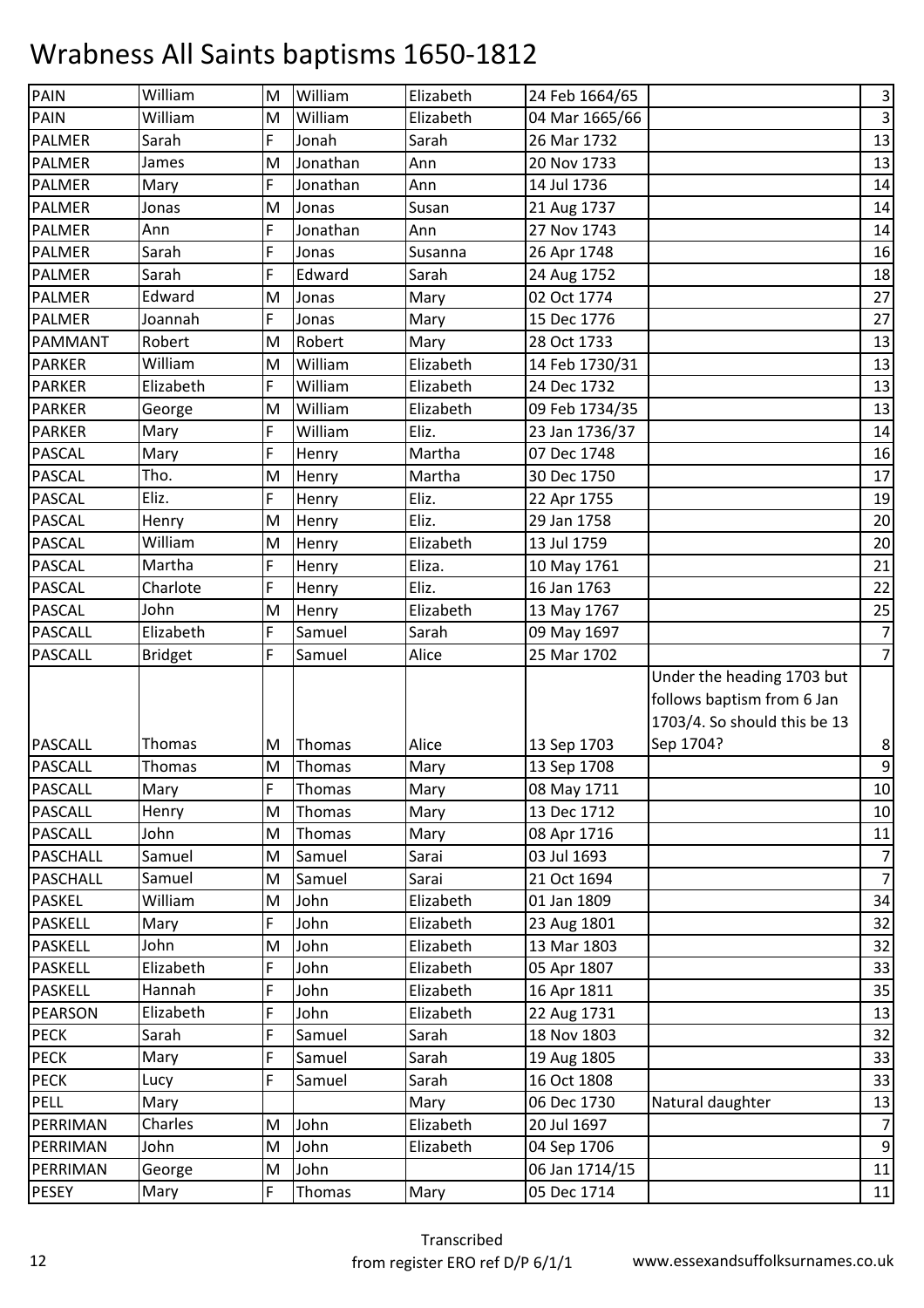# Wrabness All Saints baptisms 1650-1812

| | | | | | | | |
|---|---|---|---|---|---|---|---|
| PAIN | William | M | William | Elizabeth | 24 Feb 1664/65 | | 3 |
| PAIN | William | M | William | Elizabeth | 04 Mar 1665/66 | | 3 |
| PALMER | Sarah | F | Jonah | Sarah | 26 Mar 1732 | | 13 |
| PALMER | James | M | Jonathan | Ann | 20 Nov 1733 | | 13 |
| PALMER | Mary | F | Jonathan | Ann | 14 Jul 1736 | | 14 |
| PALMER | Jonas | M | Jonas | Susan | 21 Aug 1737 | | 14 |
| PALMER | Ann | F | Jonathan | Ann | 27 Nov 1743 | | 14 |
| PALMER | Sarah | F | Jonas | Susanna | 26 Apr 1748 | | 16 |
| PALMER | Sarah | F | Edward | Sarah | 24 Aug 1752 | | 18 |
| PALMER | Edward | M | Jonas | Mary | 02 Oct 1774 | | 27 |
| PALMER | Joannah | F | Jonas | Mary | 15 Dec 1776 | | 27 |
| PAMMANT | Robert | M | Robert | Mary | 28 Oct 1733 | | 13 |
| PARKER | William | M | William | Elizabeth | 14 Feb 1730/31 | | 13 |
| PARKER | Elizabeth | F | William | Elizabeth | 24 Dec 1732 | | 13 |
| PARKER | George | M | William | Elizabeth | 09 Feb 1734/35 | | 13 |
| PARKER | Mary | F | William | Eliz. | 23 Jan 1736/37 | | 14 |
| PASCAL | Mary | F | Henry | Martha | 07 Dec 1748 | | 16 |
| PASCAL | Tho. | M | Henry | Martha | 30 Dec 1750 | | 17 |
| PASCAL | Eliz. | F | Henry | Eliz. | 22 Apr 1755 | | 19 |
| PASCAL | Henry | M | Henry | Eliz. | 29 Jan 1758 | | 20 |
| PASCAL | William | M | Henry | Elizabeth | 13 Jul 1759 | | 20 |
| PASCAL | Martha | F | Henry | Eliza. | 10 May 1761 | | 21 |
| PASCAL | Charlote | F | Henry | Eliz. | 16 Jan 1763 | | 22 |
| PASCAL | John | M | Henry | Elizabeth | 13 May 1767 | | 25 |
| PASCALL | Elizabeth | F | Samuel | Sarah | 09 May 1697 | | 7 |
| PASCALL | Bridget | F | Samuel | Alice | 25 Mar 1702 | | 7 |
| PASCALL | Thomas | M | Thomas | Alice | 13 Sep 1703 | Under the heading 1703 but follows baptism from 6 Jan 1703/4. So should this be 13 Sep 1704? | 8 |
| PASCALL | Thomas | M | Thomas | Mary | 13 Sep 1708 | | 9 |
| PASCALL | Mary | F | Thomas | Mary | 08 May 1711 | | 10 |
| PASCALL | Henry | M | Thomas | Mary | 13 Dec 1712 | | 10 |
| PASCALL | John | M | Thomas | Mary | 08 Apr 1716 | | 11 |
| PASCHALL | Samuel | M | Samuel | Sarai | 03 Jul 1693 | | 7 |
| PASCHALL | Samuel | M | Samuel | Sarai | 21 Oct 1694 | | 7 |
| PASKEL | William | M | John | Elizabeth | 01 Jan 1809 | | 34 |
| PASKELL | Mary | F | John | Elizabeth | 23 Aug 1801 | | 32 |
| PASKELL | John | M | John | Elizabeth | 13 Mar 1803 | | 32 |
| PASKELL | Elizabeth | F | John | Elizabeth | 05 Apr 1807 | | 33 |
| PASKELL | Hannah | F | John | Elizabeth | 16 Apr 1811 | | 35 |
| PEARSON | Elizabeth | F | John | Elizabeth | 22 Aug 1731 | | 13 |
| PECK | Sarah | F | Samuel | Sarah | 18 Nov 1803 | | 32 |
| PECK | Mary | F | Samuel | Sarah | 19 Aug 1805 | | 33 |
| PECK | Lucy | F | Samuel | Sarah | 16 Oct 1808 | | 33 |
| PELL | Mary | | | Mary | 06 Dec 1730 | Natural daughter | 13 |
| PERRIMAN | Charles | M | John | Elizabeth | 20 Jul 1697 | | 7 |
| PERRIMAN | John | M | John | Elizabeth | 04 Sep 1706 | | 9 |
| PERRIMAN | George | M | John | | 06 Jan 1714/15 | | 11 |
| PESEY | Mary | F | Thomas | Mary | 05 Dec 1714 | | 11 |

Transcribed from register ERO ref D/P 6/1/1 www.essexandsuffolksurnames.co.uk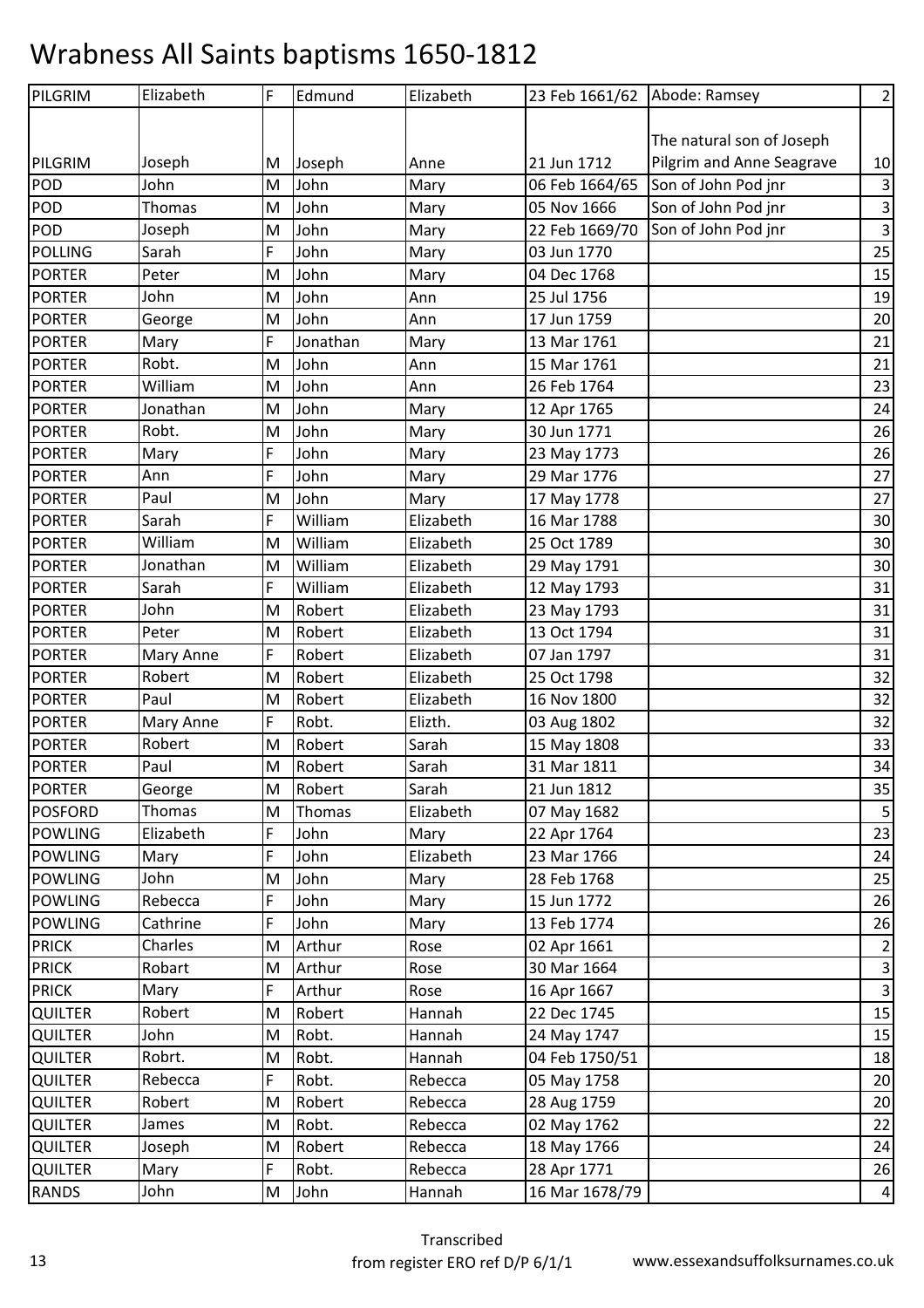# Wrabness All Saints baptisms 1650-1812

| | | | | | | | |
|---|---|---|---|---|---|---|---|
| PILGRIM | Elizabeth | F | Edmund | Elizabeth | 23 Feb 1661/62 | Abode: Ramsey | 2 |
| PILGRIM | Joseph | M | Joseph | Anne | 21 Jun 1712 | The natural son of Joseph Pilgrim and Anne Seagrave | 10 |
| POD | John | M | John | Mary | 06 Feb 1664/65 | Son of John Pod jnr | 3 |
| POD | Thomas | M | John | Mary | 05 Nov 1666 | Son of John Pod jnr | 3 |
| POD | Joseph | M | John | Mary | 22 Feb 1669/70 | Son of John Pod jnr | 3 |
| POLLING | Sarah | F | John | Mary | 03 Jun 1770 | | 25 |
| PORTER | Peter | M | John | Mary | 04 Dec 1768 | | 15 |
| PORTER | John | M | John | Ann | 25 Jul 1756 | | 19 |
| PORTER | George | M | John | Ann | 17 Jun 1759 | | 20 |
| PORTER | Mary | F | Jonathan | Mary | 13 Mar 1761 | | 21 |
| PORTER | Robt. | M | John | Ann | 15 Mar 1761 | | 21 |
| PORTER | William | M | John | Ann | 26 Feb 1764 | | 23 |
| PORTER | Jonathan | M | John | Mary | 12 Apr 1765 | | 24 |
| PORTER | Robt. | M | John | Mary | 30 Jun 1771 | | 26 |
| PORTER | Mary | F | John | Mary | 23 May 1773 | | 26 |
| PORTER | Ann | F | John | Mary | 29 Mar 1776 | | 27 |
| PORTER | Paul | M | John | Mary | 17 May 1778 | | 27 |
| PORTER | Sarah | F | William | Elizabeth | 16 Mar 1788 | | 30 |
| PORTER | William | M | William | Elizabeth | 25 Oct 1789 | | 30 |
| PORTER | Jonathan | M | William | Elizabeth | 29 May 1791 | | 30 |
| PORTER | Sarah | F | William | Elizabeth | 12 May 1793 | | 31 |
| PORTER | John | M | Robert | Elizabeth | 23 May 1793 | | 31 |
| PORTER | Peter | M | Robert | Elizabeth | 13 Oct 1794 | | 31 |
| PORTER | Mary Anne | F | Robert | Elizabeth | 07 Jan 1797 | | 31 |
| PORTER | Robert | M | Robert | Elizabeth | 25 Oct 1798 | | 32 |
| PORTER | Paul | M | Robert | Elizabeth | 16 Nov 1800 | | 32 |
| PORTER | Mary Anne | F | Robt. | Elizth. | 03 Aug 1802 | | 32 |
| PORTER | Robert | M | Robert | Sarah | 15 May 1808 | | 33 |
| PORTER | Paul | M | Robert | Sarah | 31 Mar 1811 | | 34 |
| PORTER | George | M | Robert | Sarah | 21 Jun 1812 | | 35 |
| POSFORD | Thomas | M | Thomas | Elizabeth | 07 May 1682 | | 5 |
| POWLING | Elizabeth | F | John | Mary | 22 Apr 1764 | | 23 |
| POWLING | Mary | F | John | Elizabeth | 23 Mar 1766 | | 24 |
| POWLING | John | M | John | Mary | 28 Feb 1768 | | 25 |
| POWLING | Rebecca | F | John | Mary | 15 Jun 1772 | | 26 |
| POWLING | Cathrine | F | John | Mary | 13 Feb 1774 | | 26 |
| PRICK | Charles | M | Arthur | Rose | 02 Apr 1661 | | 2 |
| PRICK | Robart | M | Arthur | Rose | 30 Mar 1664 | | 3 |
| PRICK | Mary | F | Arthur | Rose | 16 Apr 1667 | | 3 |
| QUILTER | Robert | M | Robert | Hannah | 22 Dec 1745 | | 15 |
| QUILTER | John | M | Robt. | Hannah | 24 May 1747 | | 15 |
| QUILTER | Robrt. | M | Robt. | Hannah | 04 Feb 1750/51 | | 18 |
| QUILTER | Rebecca | F | Robt. | Rebecca | 05 May 1758 | | 20 |
| QUILTER | Robert | M | Robert | Rebecca | 28 Aug 1759 | | 20 |
| QUILTER | James | M | Robt. | Rebecca | 02 May 1762 | | 22 |
| QUILTER | Joseph | M | Robert | Rebecca | 18 May 1766 | | 24 |
| QUILTER | Mary | F | Robt. | Rebecca | 28 Apr 1771 | | 26 |
| RANDS | John | M | John | Hannah | 16 Mar 1678/79 | | 4 |

Transcribed from register ERO ref D/P 6/1/1 www.essexandsuffolksurnames.co.uk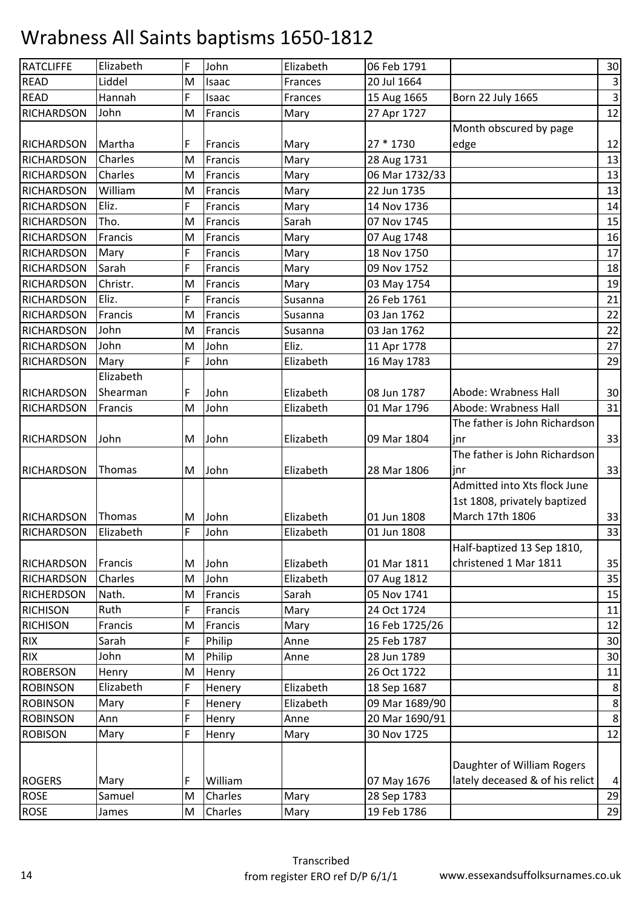# Wrabness All Saints baptisms 1650-1812

| | | | | | | | |
|---|---|---|---|---|---|---|---|
| RATCLIFFE | Elizabeth | F | John | Elizabeth | 06 Feb 1791 | | 30 |
| READ | Liddel | M | Isaac | Frances | 20 Jul 1664 | | 3 |
| READ | Hannah | F | Isaac | Frances | 15 Aug 1665 | Born 22 July 1665 | 3 |
| RICHARDSON | John | M | Francis | Mary | 27 Apr 1727 | | 12 |
| RICHARDSON | Martha | F | Francis | Mary | 27 * 1730 | Month obscured by page edge | 12 |
| RICHARDSON | Charles | M | Francis | Mary | 28 Aug 1731 | | 13 |
| RICHARDSON | Charles | M | Francis | Mary | 06 Mar 1732/33 | | 13 |
| RICHARDSON | William | M | Francis | Mary | 22 Jun 1735 | | 13 |
| RICHARDSON | Eliz. | F | Francis | Mary | 14 Nov 1736 | | 14 |
| RICHARDSON | Tho. | M | Francis | Sarah | 07 Nov 1745 | | 15 |
| RICHARDSON | Francis | M | Francis | Mary | 07 Aug 1748 | | 16 |
| RICHARDSON | Mary | F | Francis | Mary | 18 Nov 1750 | | 17 |
| RICHARDSON | Sarah | F | Francis | Mary | 09 Nov 1752 | | 18 |
| RICHARDSON | Christr. | M | Francis | Mary | 03 May 1754 | | 19 |
| RICHARDSON | Eliz. | F | Francis | Susanna | 26 Feb 1761 | | 21 |
| RICHARDSON | Francis | M | Francis | Susanna | 03 Jan 1762 | | 22 |
| RICHARDSON | John | M | Francis | Susanna | 03 Jan 1762 | | 22 |
| RICHARDSON | John | M | John | Eliz. | 11 Apr 1778 | | 27 |
| RICHARDSON | Mary | F | John | Elizabeth | 16 May 1783 | | 29 |
| RICHARDSON | Elizabeth Shearman | F | John | Elizabeth | 08 Jun 1787 | Abode: Wrabness Hall | 30 |
| RICHARDSON | Francis | M | John | Elizabeth | 01 Mar 1796 | Abode: Wrabness Hall | 31 |
| RICHARDSON | John | M | John | Elizabeth | 09 Mar 1804 | The father is John Richardson jnr | 33 |
| RICHARDSON | Thomas | M | John | Elizabeth | 28 Mar 1806 | The father is John Richardson jnr | 33 |
| RICHARDSON | Thomas | M | John | Elizabeth | 01 Jun 1808 | Admitted into Xts flock June 1st 1808, privately baptized March 17th 1806 | 33 |
| RICHARDSON | Elizabeth | F | John | Elizabeth | 01 Jun 1808 | | 33 |
| RICHARDSON | Francis | M | John | Elizabeth | 01 Mar 1811 | Half-baptized 13 Sep 1810, christened 1 Mar 1811 | 35 |
| RICHARDSON | Charles | M | John | Elizabeth | 07 Aug 1812 | | 35 |
| RICHERDSON | Nath. | M | Francis | Sarah | 05 Nov 1741 | | 15 |
| RICHISON | Ruth | F | Francis | Mary | 24 Oct 1724 | | 11 |
| RICHISON | Francis | M | Francis | Mary | 16 Feb 1725/26 | | 12 |
| RIX | Sarah | F | Philip | Anne | 25 Feb 1787 | | 30 |
| RIX | John | M | Philip | Anne | 28 Jun 1789 | | 30 |
| ROBERSON | Henry | M | Henry | | 26 Oct 1722 | | 11 |
| ROBINSON | Elizabeth | F | Henery | Elizabeth | 18 Sep 1687 | | 8 |
| ROBINSON | Mary | F | Henery | Elizabeth | 09 Mar 1689/90 | | 8 |
| ROBINSON | Ann | F | Henry | Anne | 20 Mar 1690/91 | | 8 |
| ROBISON | Mary | F | Henry | Mary | 30 Nov 1725 | | 12 |
| ROGERS | Mary | F | William | | 07 May 1676 | Daughter of William Rogers lately deceased & of his relict | 4 |
| ROSE | Samuel | M | Charles | Mary | 28 Sep 1783 | | 29 |
| ROSE | James | M | Charles | Mary | 19 Feb 1786 | | 29 |

Transcribed from register ERO ref D/P 6/1/1 www.essexandsuffolksurnames.co.uk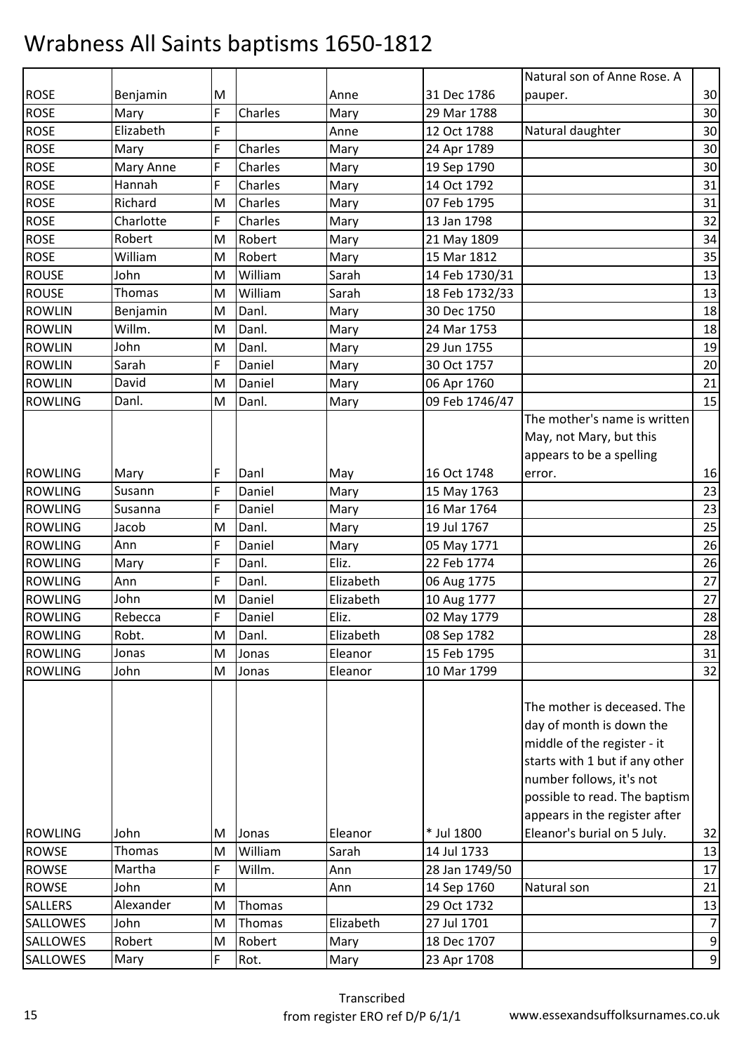# Wrabness All Saints baptisms 1650-1812

| | | | | | | | |
|---|---|---|---|---|---|---|---|
| ROSE | Benjamin | M | | Anne | 31 Dec 1786 | Natural son of Anne Rose. A pauper. | 30 |
| ROSE | Mary | F | Charles | Mary | 29 Mar 1788 | | 30 |
| ROSE | Elizabeth | F | | Anne | 12 Oct 1788 | Natural daughter | 30 |
| ROSE | Mary | F | Charles | Mary | 24 Apr 1789 | | 30 |
| ROSE | Mary Anne | F | Charles | Mary | 19 Sep 1790 | | 30 |
| ROSE | Hannah | F | Charles | Mary | 14 Oct 1792 | | 31 |
| ROSE | Richard | M | Charles | Mary | 07 Feb 1795 | | 31 |
| ROSE | Charlotte | F | Charles | Mary | 13 Jan 1798 | | 32 |
| ROSE | Robert | M | Robert | Mary | 21 May 1809 | | 34 |
| ROSE | William | M | Robert | Mary | 15 Mar 1812 | | 35 |
| ROUSE | John | M | William | Sarah | 14 Feb 1730/31 | | 13 |
| ROUSE | Thomas | M | William | Sarah | 18 Feb 1732/33 | | 13 |
| ROWLIN | Benjamin | M | Danl. | Mary | 30 Dec 1750 | | 18 |
| ROWLIN | Willm. | M | Danl. | Mary | 24 Mar 1753 | | 18 |
| ROWLIN | John | M | Danl. | Mary | 29 Jun 1755 | | 19 |
| ROWLIN | Sarah | F | Daniel | Mary | 30 Oct 1757 | | 20 |
| ROWLIN | David | M | Daniel | Mary | 06 Apr 1760 | | 21 |
| ROWLING | Danl. | M | Danl. | Mary | 09 Feb 1746/47 | | 15 |
| ROWLING | Mary | F | Danl | May | 16 Oct 1748 | The mother's name is written May, not Mary, but this appears to be a spelling error. | 16 |
| ROWLING | Susann | F | Daniel | Mary | 15 May 1763 | | 23 |
| ROWLING | Susanna | F | Daniel | Mary | 16 Mar 1764 | | 23 |
| ROWLING | Jacob | M | Danl. | Mary | 19 Jul 1767 | | 25 |
| ROWLING | Ann | F | Daniel | Mary | 05 May 1771 | | 26 |
| ROWLING | Mary | F | Danl. | Eliz. | 22 Feb 1774 | | 26 |
| ROWLING | Ann | F | Danl. | Elizabeth | 06 Aug 1775 | | 27 |
| ROWLING | John | M | Daniel | Elizabeth | 10 Aug 1777 | | 27 |
| ROWLING | Rebecca | F | Daniel | Eliz. | 02 May 1779 | | 28 |
| ROWLING | Robt. | M | Danl. | Elizabeth | 08 Sep 1782 | | 28 |
| ROWLING | Jonas | M | Jonas | Eleanor | 15 Feb 1795 | | 31 |
| ROWLING | John | M | Jonas | Eleanor | 10 Mar 1799 | | 32 |
| ROWLING | John | M | Jonas | Eleanor | * Jul 1800 | The mother is deceased. The day of month is down the middle of the register - it starts with 1 but if any other number follows, it's not possible to read. The baptism appears in the register after Eleanor's burial on 5 July. | 32 |
| ROWSE | Thomas | M | William | Sarah | 14 Jul 1733 | | 13 |
| ROWSE | Martha | F | Willm. | Ann | 28 Jan 1749/50 | | 17 |
| ROWSE | John | M | | Ann | 14 Sep 1760 | Natural son | 21 |
| SALLERS | Alexander | M | Thomas | | 29 Oct 1732 | | 13 |
| SALLOWES | John | M | Thomas | Elizabeth | 27 Jul 1701 | | 7 |
| SALLOWES | Robert | M | Robert | Mary | 18 Dec 1707 | | 9 |
| SALLOWES | Mary | F | Rot. | Mary | 23 Apr 1708 | | 9 |

Transcribed from register ERO ref D/P 6/1/1 www.essexandsuffolksurnames.co.uk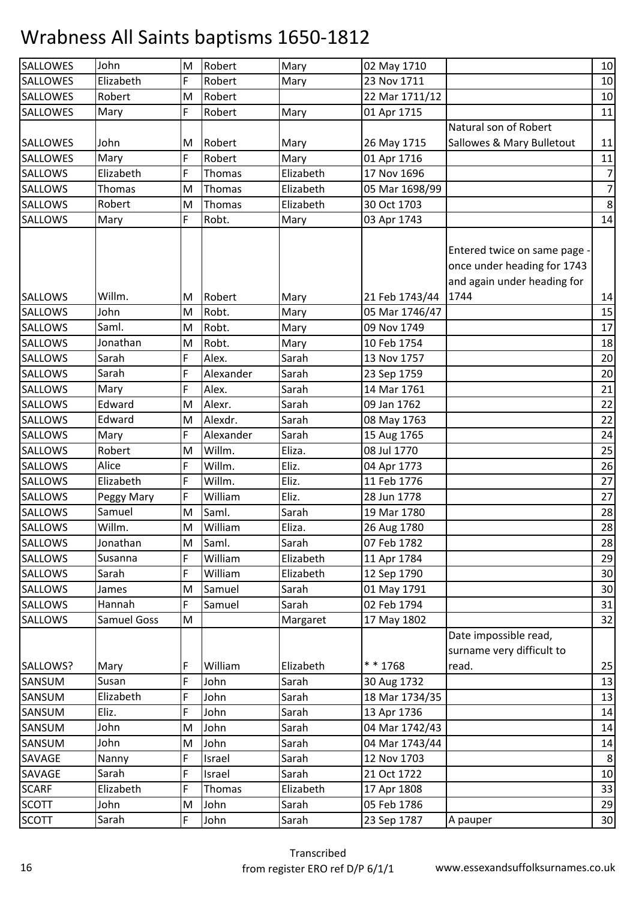# Wrabness All Saints baptisms 1650-1812

| | | | | | | | |
|---|---|---|---|---|---|---|---|
| SALLOWES | John | M | Robert | Mary | 02 May 1710 | | 10 |
| SALLOWES | Elizabeth | F | Robert | Mary | 23 Nov 1711 | | 10 |
| SALLOWES | Robert | M | Robert | | 22 Mar 1711/12 | | 10 |
| SALLOWES | Mary | F | Robert | Mary | 01 Apr 1715 | | 11 |
| SALLOWES | John | M | Robert | Mary | 26 May 1715 | Natural son of Robert Sallowes & Mary Bulletout | 11 |
| SALLOWES | Mary | F | Robert | Mary | 01 Apr 1716 | | 11 |
| SALLOWS | Elizabeth | F | Thomas | Elizabeth | 17 Nov 1696 | | 7 |
| SALLOWS | Thomas | M | Thomas | Elizabeth | 05 Mar 1698/99 | | 7 |
| SALLOWS | Robert | M | Thomas | Elizabeth | 30 Oct 1703 | | 8 |
| SALLOWS | Mary | F | Robt. | Mary | 03 Apr 1743 | | 14 |
| SALLOWS | Willm. | M | Robert | Mary | 21 Feb 1743/44 | Entered twice on same page - once under heading for 1743 and again under heading for 1744 | 14 |
| SALLOWS | John | M | Robt. | Mary | 05 Mar 1746/47 | | 15 |
| SALLOWS | Saml. | M | Robt. | Mary | 09 Nov 1749 | | 17 |
| SALLOWS | Jonathan | M | Robt. | Mary | 10 Feb 1754 | | 18 |
| SALLOWS | Sarah | F | Alex. | Sarah | 13 Nov 1757 | | 20 |
| SALLOWS | Sarah | F | Alexander | Sarah | 23 Sep 1759 | | 20 |
| SALLOWS | Mary | F | Alex. | Sarah | 14 Mar 1761 | | 21 |
| SALLOWS | Edward | M | Alexr. | Sarah | 09 Jan 1762 | | 22 |
| SALLOWS | Edward | M | Alexdr. | Sarah | 08 May 1763 | | 22 |
| SALLOWS | Mary | F | Alexander | Sarah | 15 Aug 1765 | | 24 |
| SALLOWS | Robert | M | Willm. | Eliza. | 08 Jul 1770 | | 25 |
| SALLOWS | Alice | F | Willm. | Eliz. | 04 Apr 1773 | | 26 |
| SALLOWS | Elizabeth | F | Willm. | Eliz. | 11 Feb 1776 | | 27 |
| SALLOWS | Peggy Mary | F | William | Eliz. | 28 Jun 1778 | | 27 |
| SALLOWS | Samuel | M | Saml. | Sarah | 19 Mar 1780 | | 28 |
| SALLOWS | Willm. | M | William | Eliza. | 26 Aug 1780 | | 28 |
| SALLOWS | Jonathan | M | Saml. | Sarah | 07 Feb 1782 | | 28 |
| SALLOWS | Susanna | F | William | Elizabeth | 11 Apr 1784 | | 29 |
| SALLOWS | Sarah | F | William | Elizabeth | 12 Sep 1790 | | 30 |
| SALLOWS | James | M | Samuel | Sarah | 01 May 1791 | | 30 |
| SALLOWS | Hannah | F | Samuel | Sarah | 02 Feb 1794 | | 31 |
| SALLOWS | Samuel Goss | M | | Margaret | 17 May 1802 | | 32 |
| SALLOWS? | Mary | F | William | Elizabeth | * * 1768 | Date impossible read, surname very difficult to read. | 25 |
| SANSUM | Susan | F | John | Sarah | 30 Aug 1732 | | 13 |
| SANSUM | Elizabeth | F | John | Sarah | 18 Mar 1734/35 | | 13 |
| SANSUM | Eliz. | F | John | Sarah | 13 Apr 1736 | | 14 |
| SANSUM | John | M | John | Sarah | 04 Mar 1742/43 | | 14 |
| SANSUM | John | M | John | Sarah | 04 Mar 1743/44 | | 14 |
| SAVAGE | Nanny | F | Israel | Sarah | 12 Nov 1703 | | 8 |
| SAVAGE | Sarah | F | Israel | Sarah | 21 Oct 1722 | | 10 |
| SCARF | Elizabeth | F | Thomas | Elizabeth | 17 Apr 1808 | | 33 |
| SCOTT | John | M | John | Sarah | 05 Feb 1786 | | 29 |
| SCOTT | Sarah | F | John | Sarah | 23 Sep 1787 | A pauper | 30 |

Transcribed from register ERO ref D/P 6/1/1 www.essexandsuffolksurnames.co.uk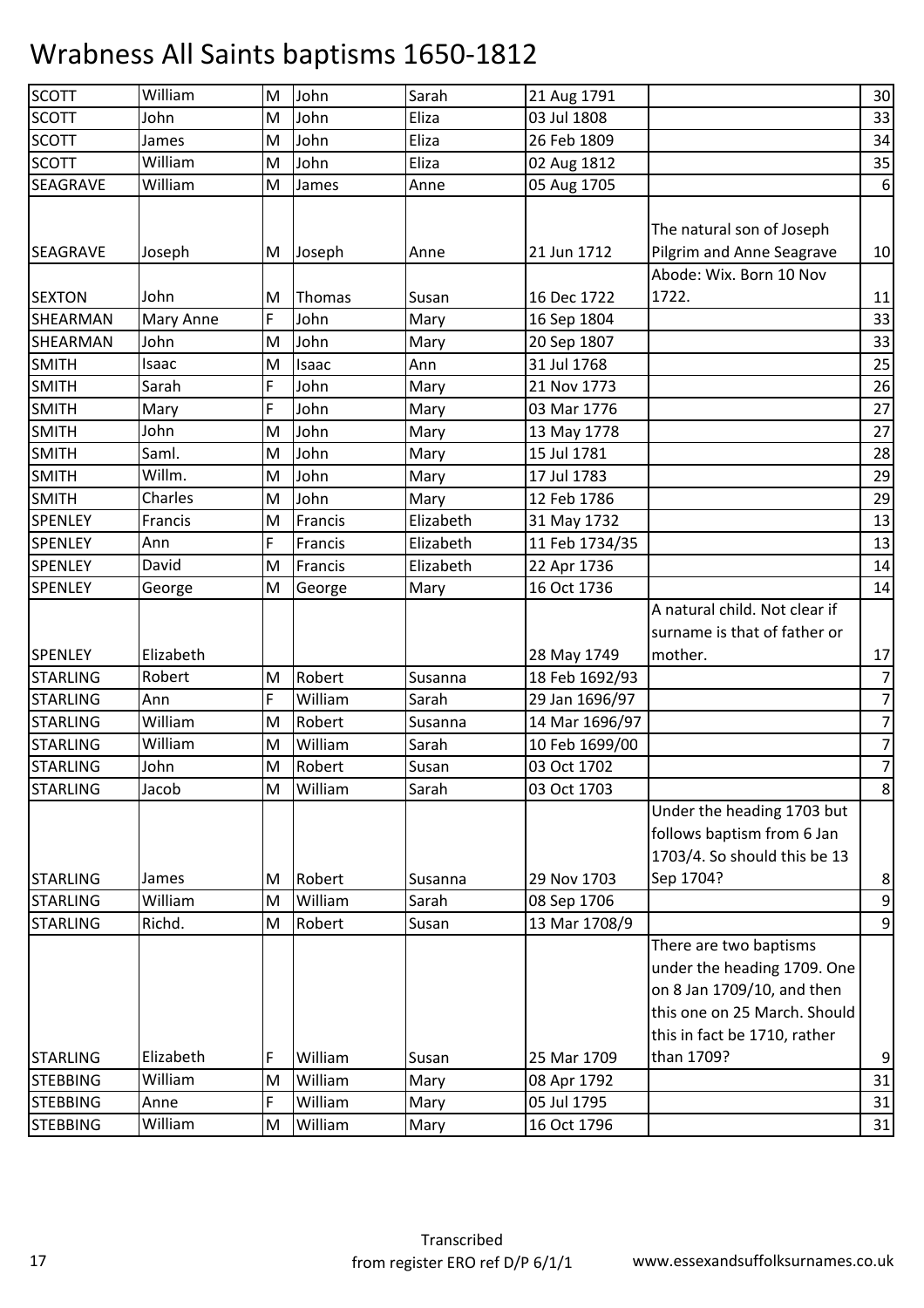# Wrabness All Saints baptisms 1650-1812

| | | | | | | | |
|---|---|---|---|---|---|---|---|
| SCOTT | William | M | John | Sarah | 21 Aug 1791 | | 30 |
| SCOTT | John | M | John | Eliza | 03 Jul 1808 | | 33 |
| SCOTT | James | M | John | Eliza | 26 Feb 1809 | | 34 |
| SCOTT | William | M | John | Eliza | 02 Aug 1812 | | 35 |
| SEAGRAVE | William | M | James | Anne | 05 Aug 1705 | | 6 |
| SEAGRAVE | Joseph | M | Joseph | Anne | 21 Jun 1712 | The natural son of Joseph Pilgrim and Anne Seagrave | 10 |
| SEXTON | John | M | Thomas | Susan | 16 Dec 1722 | Abode: Wix. Born 10 Nov 1722. | 11 |
| SHEARMAN | Mary Anne | F | John | Mary | 16 Sep 1804 | | 33 |
| SHEARMAN | John | M | John | Mary | 20 Sep 1807 | | 33 |
| SMITH | Isaac | M | Isaac | Ann | 31 Jul 1768 | | 25 |
| SMITH | Sarah | F | John | Mary | 21 Nov 1773 | | 26 |
| SMITH | Mary | F | John | Mary | 03 Mar 1776 | | 27 |
| SMITH | John | M | John | Mary | 13 May 1778 | | 27 |
| SMITH | Saml. | M | John | Mary | 15 Jul 1781 | | 28 |
| SMITH | Willm. | M | John | Mary | 17 Jul 1783 | | 29 |
| SMITH | Charles | M | John | Mary | 12 Feb 1786 | | 29 |
| SPENLEY | Francis | M | Francis | Elizabeth | 31 May 1732 | | 13 |
| SPENLEY | Ann | F | Francis | Elizabeth | 11 Feb 1734/35 | | 13 |
| SPENLEY | David | M | Francis | Elizabeth | 22 Apr 1736 | | 14 |
| SPENLEY | George | M | George | Mary | 16 Oct 1736 | | 14 |
| SPENLEY | Elizabeth | | | | 28 May 1749 | A natural child. Not clear if surname is that of father or mother. | 17 |
| STARLING | Robert | M | Robert | Susanna | 18 Feb 1692/93 | | 7 |
| STARLING | Ann | F | William | Sarah | 29 Jan 1696/97 | | 7 |
| STARLING | William | M | Robert | Susanna | 14 Mar 1696/97 | | 7 |
| STARLING | William | M | William | Sarah | 10 Feb 1699/00 | | 7 |
| STARLING | John | M | Robert | Susan | 03 Oct 1702 | | 7 |
| STARLING | Jacob | M | William | Sarah | 03 Oct 1703 | | 8 |
| STARLING | James | M | Robert | Susanna | 29 Nov 1703 | Under the heading 1703 but follows baptism from 6 Jan 1703/4. So should this be 13 Sep 1704? | 8 |
| STARLING | William | M | William | Sarah | 08 Sep 1706 | | 9 |
| STARLING | Richd. | M | Robert | Susan | 13 Mar 1708/9 | | 9 |
| STARLING | Elizabeth | F | William | Susan | 25 Mar 1709 | There are two baptisms under the heading 1709. One on 8 Jan 1709/10, and then this one on 25 March. Should this in fact be 1710, rather than 1709? | 9 |
| STEBBING | William | M | William | Mary | 08 Apr 1792 | | 31 |
| STEBBING | Anne | F | William | Mary | 05 Jul 1795 | | 31 |
| STEBBING | William | M | William | Mary | 16 Oct 1796 | | 31 |

Transcribed from register ERO ref D/P 6/1/1

www.essexandsuffolksurnames.co.uk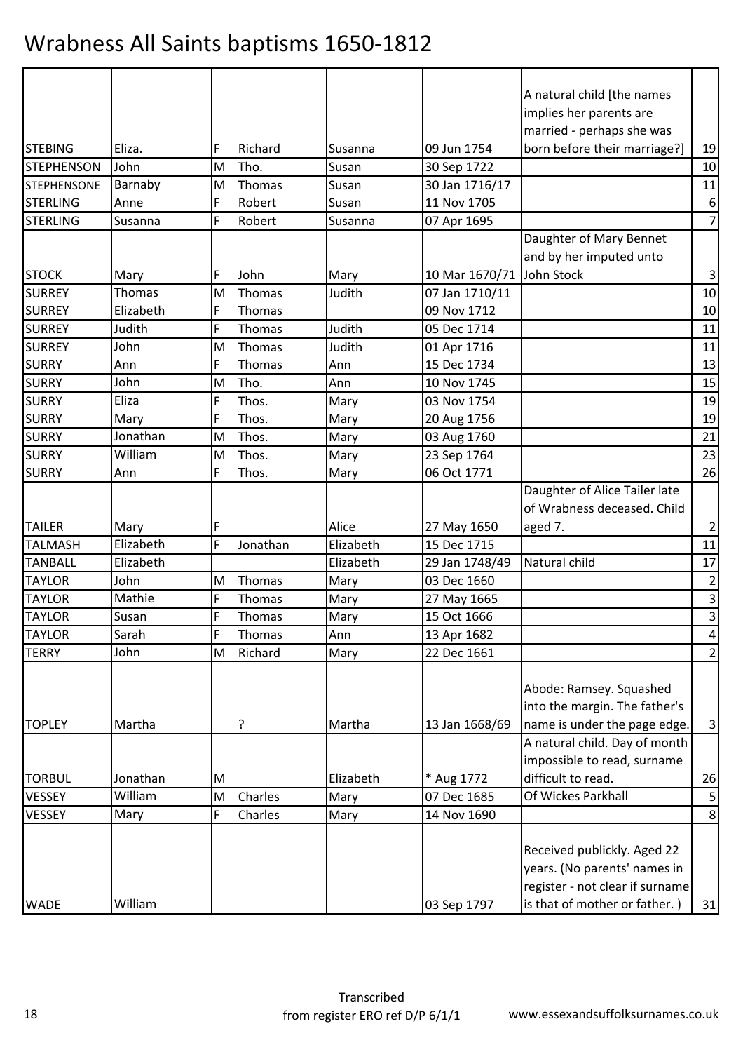# Wrabness All Saints baptisms 1650-1812

| | | | | | | | |
|---|---|---|---|---|---|---|---|
| STEBING | Eliza. | F | Richard | Susanna | 09 Jun 1754 | A natural child [the names implies her parents are married - perhaps she was born before their marriage?] | 19 |
| STEPHENSON | John | M | Tho. | Susan | 30 Sep 1722 | | 10 |
| STEPHENSONE | Barnaby | M | Thomas | Susan | 30 Jan 1716/17 | | 11 |
| STERLING | Anne | F | Robert | Susan | 11 Nov 1705 | | 6 |
| STERLING | Susanna | F | Robert | Susanna | 07 Apr 1695 | | 7 |
| STOCK | Mary | F | John | Mary | 10 Mar 1670/71 | Daughter of Mary Bennet and by her imputed unto John Stock | 3 |
| SURREY | Thomas | M | Thomas | Judith | 07 Jan 1710/11 | | 10 |
| SURREY | Elizabeth | F | Thomas | | 09 Nov 1712 | | 10 |
| SURREY | Judith | F | Thomas | Judith | 05 Dec 1714 | | 11 |
| SURREY | John | M | Thomas | Judith | 01 Apr 1716 | | 11 |
| SURRY | Ann | F | Thomas | Ann | 15 Dec 1734 | | 13 |
| SURRY | John | M | Tho. | Ann | 10 Nov 1745 | | 15 |
| SURRY | Eliza | F | Thos. | Mary | 03 Nov 1754 | | 19 |
| SURRY | Mary | F | Thos. | Mary | 20 Aug 1756 | | 19 |
| SURRY | Jonathan | M | Thos. | Mary | 03 Aug 1760 | | 21 |
| SURRY | William | M | Thos. | Mary | 23 Sep 1764 | | 23 |
| SURRY | Ann | F | Thos. | Mary | 06 Oct 1771 | | 26 |
| TAILER | Mary | F | | Alice | 27 May 1650 | Daughter of Alice Tailer late of Wrabness deceased. Child aged 7. | 2 |
| TALMASH | Elizabeth | F | Jonathan | Elizabeth | 15 Dec 1715 | | 11 |
| TANBALL | Elizabeth | | | Elizabeth | 29 Jan 1748/49 | Natural child | 17 |
| TAYLOR | John | M | Thomas | Mary | 03 Dec 1660 | | 2 |
| TAYLOR | Mathie | F | Thomas | Mary | 27 May 1665 | | 3 |
| TAYLOR | Susan | F | Thomas | Mary | 15 Oct 1666 | | 3 |
| TAYLOR | Sarah | F | Thomas | Ann | 13 Apr 1682 | | 4 |
| TERRY | John | M | Richard | Mary | 22 Dec 1661 | | 2 |
| TOPLEY | Martha | | ? | Martha | 13 Jan 1668/69 | Abode: Ramsey. Squashed into the margin. The father's name is under the page edge. | 3 |
| TORBUL | Jonathan | M | | Elizabeth | * Aug 1772 | A natural child. Day of month impossible to read, surname difficult to read. | 26 |
| VESSEY | William | M | Charles | Mary | 07 Dec 1685 | Of Wickes Parkhall | 5 |
| VESSEY | Mary | F | Charles | Mary | 14 Nov 1690 | | 8 |
| WADE | William | | | | 03 Sep 1797 | Received publickly. Aged 22 years. (No parents' names in register - not clear if surname is that of mother or father. ) | 31 |

Transcribed from register ERO ref D/P 6/1/1

www.essexandsuffolksurnames.co.uk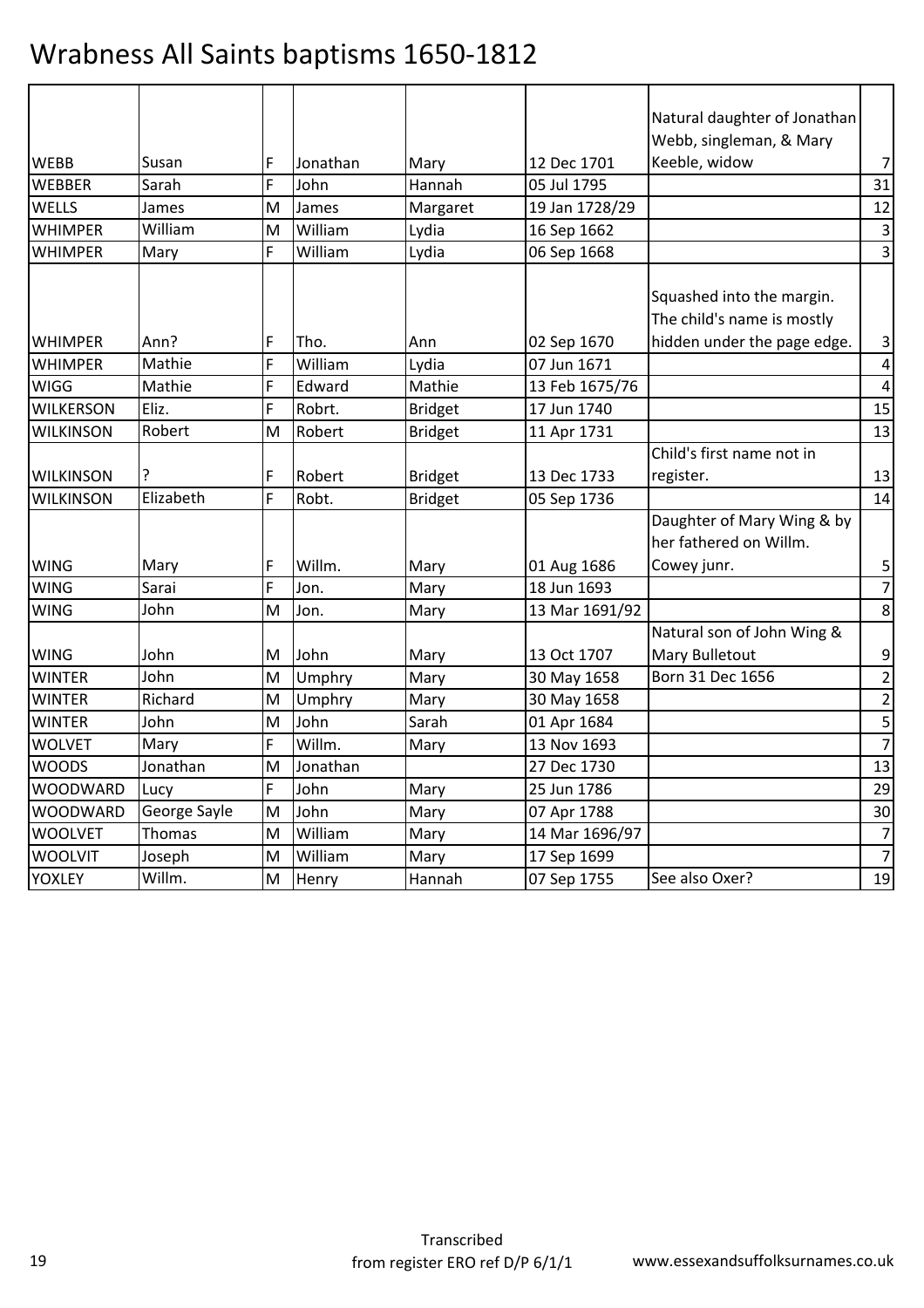# Wrabness All Saints baptisms 1650-1812

| | | | | | | | |
|---|---|---|---|---|---|---|---|
| WEBB | Susan | F | Jonathan | Mary | 12 Dec 1701 | Natural daughter of Jonathan Webb, singleman, & Mary Keeble, widow | 7 |
| WEBBER | Sarah | F | John | Hannah | 05 Jul 1795 | | 31 |
| WELLS | James | M | James | Margaret | 19 Jan 1728/29 | | 12 |
| WHIMPER | William | M | William | Lydia | 16 Sep 1662 | | 3 |
| WHIMPER | Mary | F | William | Lydia | 06 Sep 1668 | | 3 |
| WHIMPER | Ann? | F | Tho. | Ann | 02 Sep 1670 | Squashed into the margin. The child's name is mostly hidden under the page edge. | 3 |
| WHIMPER | Mathie | F | William | Lydia | 07 Jun 1671 | | 4 |
| WIGG | Mathie | F | Edward | Mathie | 13 Feb 1675/76 | | 4 |
| WILKERSON | Eliz. | F | Robrt. | Bridget | 17 Jun 1740 | | 15 |
| WILKINSON | Robert | M | Robert | Bridget | 11 Apr 1731 | | 13 |
| WILKINSON | ? | F | Robert | Bridget | 13 Dec 1733 | Child's first name not in register. | 13 |
| WILKINSON | Elizabeth | F | Robt. | Bridget | 05 Sep 1736 | | 14 |
| WING | Mary | F | Willm. | Mary | 01 Aug 1686 | Daughter of Mary Wing & by her fathered on Willm. Cowey junr. | 5 |
| WING | Sarai | F | Jon. | Mary | 18 Jun 1693 | | 7 |
| WING | John | M | Jon. | Mary | 13 Mar 1691/92 | | 8 |
| WING | John | M | John | Mary | 13 Oct 1707 | Natural son of John Wing & Mary Bulletout | 9 |
| WINTER | John | M | Umphry | Mary | 30 May 1658 | Born 31 Dec 1656 | 2 |
| WINTER | Richard | M | Umphry | Mary | 30 May 1658 | | 2 |
| WINTER | John | M | John | Sarah | 01 Apr 1684 | | 5 |
| WOLVET | Mary | F | Willm. | Mary | 13 Nov 1693 | | 7 |
| WOODS | Jonathan | M | Jonathan | | 27 Dec 1730 | | 13 |
| WOODWARD | Lucy | F | John | Mary | 25 Jun 1786 | | 29 |
| WOODWARD | George Sayle | M | John | Mary | 07 Apr 1788 | | 30 |
| WOOLVET | Thomas | M | William | Mary | 14 Mar 1696/97 | | 7 |
| WOOLVIT | Joseph | M | William | Mary | 17 Sep 1699 | | 7 |
| YOXLEY | Willm. | M | Henry | Hannah | 07 Sep 1755 | See also Oxer? | 19 |

Transcribed from register ERO ref D/P 6/1/1

www.essexandsuffolksurnames.co.uk